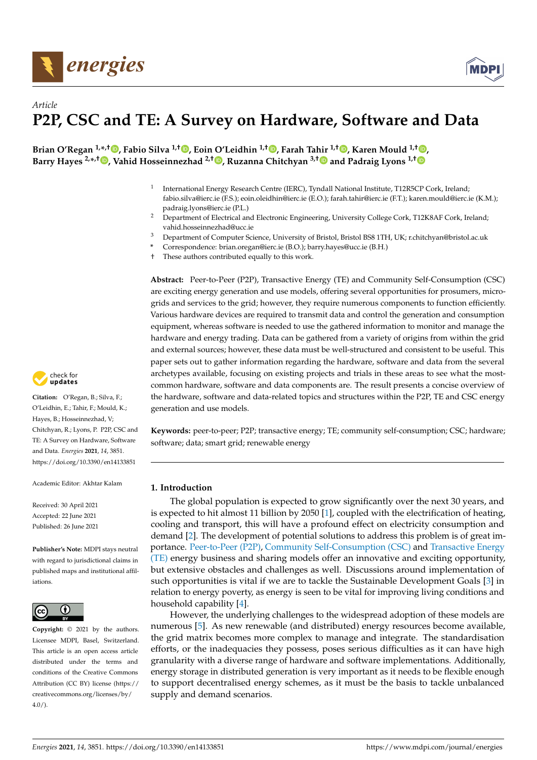*Article*

# P2P, CSC and TE: A Survey on Hardware, Software and Data

**Brian O'Regan [1,*,†], Fabio Silva [1,†], Eoin O'Leidhin [1,†], Farah Tahir [1,†], Karen Mould [1,†], Barry Hayes [2,*,†], Vahid Hosseinnezhad [2,†], Ruzanna Chitchyan [3,†] and Padraig Lyons [1,†]**

[1] International Energy Research Centre (IERC), Tyndall National Institute, T12R5CP Cork, Ireland; fabio.silva@ierc.ie (F.S.); eoin.oleidhin@ierc.ie (E.O.); farah.tahir@ierc.ie (F.T.); karen.mould@ierc.ie (K.M.); padraig.lyons@ierc.ie (P.L.)

[2] Department of Electrical and Electronic Engineering, University College Cork, T12K8AF Cork, Ireland; vahid.hosseinnezhad@ucc.ie

[3] Department of Computer Science, University of Bristol, Bristol BS8 1TH, UK; r.chitchyan@bristol.ac.uk

[*] Correspondence: brian.oregan@ierc.ie (B.O.); barry.hayes@ucc.ie (B.H.)

[†] These authors contributed equally to this work.

**Abstract:** Peer-to-Peer (P2P), Transactive Energy (TE) and Community Self-Consumption (CSC) are exciting energy generation and use models, offering several opportunities for prosumers, micro-grids and services to the grid; however, they require numerous components to function efficiently. Various hardware devices are required to transmit data and control the generation and consumption equipment, whereas software is needed to use the gathered information to monitor and manage the hardware and energy trading. Data can be gathered from a variety of origins from within the grid and external sources; however, these data must be well-structured and consistent to be useful. This paper sets out to gather information regarding the hardware, software and data from the several archetypes available, focusing on existing projects and trials in these areas to see what the most-common hardware, software and data components are. The result presents a concise overview of the hardware, software and data-related topics and structures within the P2P, TE and CSC energy generation and use models.

**Keywords:** peer-to-peer; P2P; transactive energy; TE; community self-consumption; CSC; hardware; software; data; smart grid; renewable energy

**Citation:** O'Regan, B.; Silva, F.; O'Leidhin, E.; Tahir, F.; Mould, K.; Hayes, B.; Hosseinnezhad, V; Chitchyan, R.; Lyons, P. P2P, CSC and TE: A Survey on Hardware, Software and Data. *Energies* **2021**, *14*, 3851. https://doi.org/10.3390/en14133851

Academic Editor: Akhtar Kalam

Received: 30 April 2021
Accepted: 22 June 2021
Published: 26 June 2021

**Publisher's Note:** MDPI stays neutral with regard to jurisdictional claims in published maps and institutional affiliations.

**Copyright:** © 2021 by the authors. Licensee MDPI, Basel, Switzerland. This article is an open access article distributed under the terms and conditions of the Creative Commons Attribution (CC BY) license (https://creativecommons.org/licenses/by/4.0/).

## 1. Introduction

The global population is expected to grow significantly over the next 30 years, and is expected to hit almost 11 billion by 2050 [1], coupled with the electrification of heating, cooling and transport, this will have a profound effect on electricity consumption and demand [2]. The development of potential solutions to address this problem is of great importance. Peer-to-Peer (P2P), Community Self-Consumption (CSC) and Transactive Energy (TE) energy business and sharing models offer an innovative and exciting opportunity, but extensive obstacles and challenges as well. Discussions around implementation of such opportunities is vital if we are to tackle the Sustainable Development Goals [3] in relation to energy poverty, as energy is seen to be vital for improving living conditions and household capability [4].

However, the underlying challenges to the widespread adoption of these models are numerous [5]. As new renewable (and distributed) energy resources become available, the grid matrix becomes more complex to manage and integrate. The standardisation efforts, or the inadequacies they possess, poses serious difficulties as it can have high granularity with a diverse range of hardware and software implementations. Additionally, energy storage in distributed generation is very important as it needs to be flexible enough to support decentralised energy schemes, as it must be the basis to tackle unbalanced supply and demand scenarios.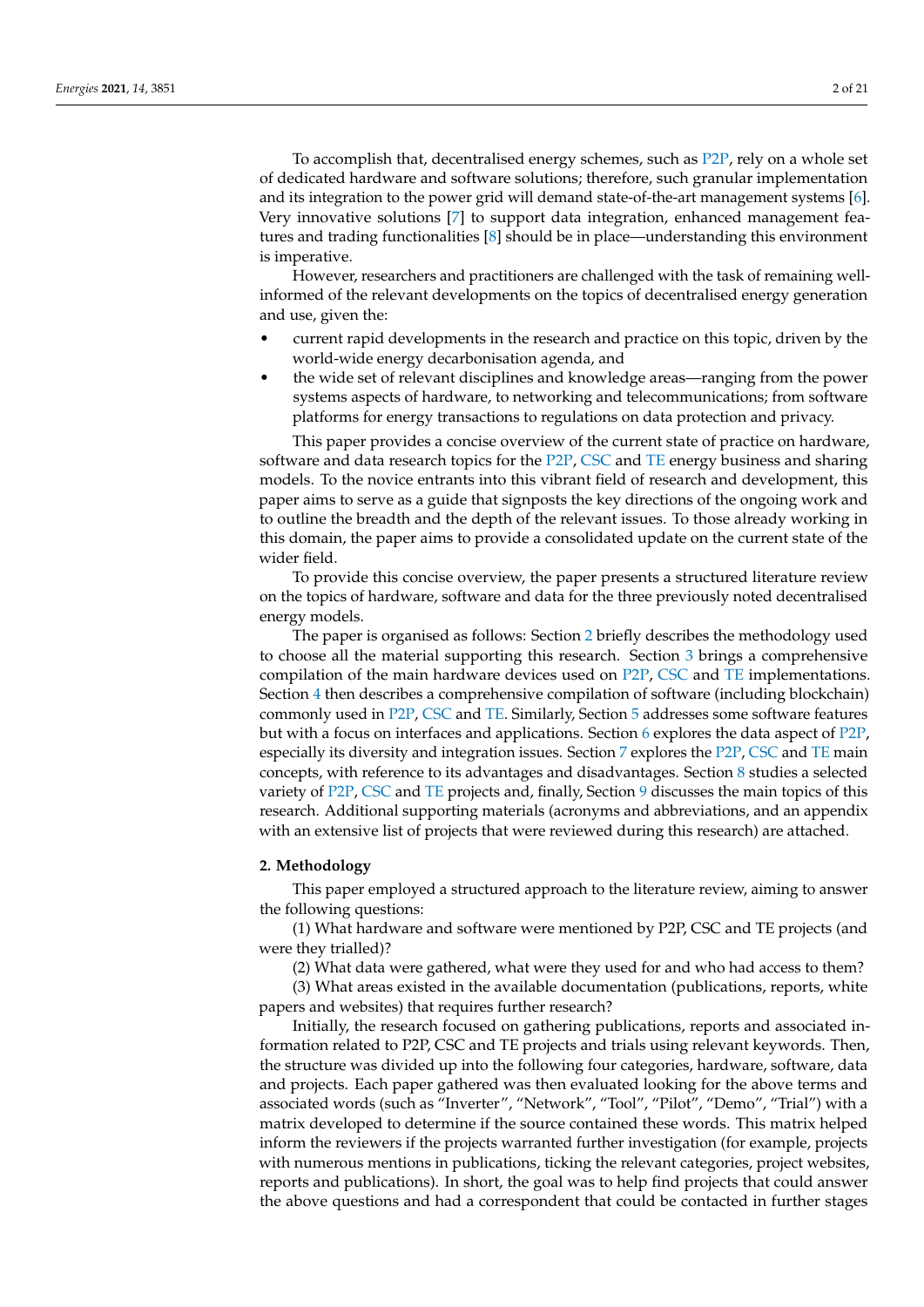To accomplish that, decentralised energy schemes, such as P2P, rely on a whole set of dedicated hardware and software solutions; therefore, such granular implementation and its integration to the power grid will demand state-of-the-art management systems [6]. Very innovative solutions [7] to support data integration, enhanced management features and trading functionalities [8] should be in place—understanding this environment is imperative.

However, researchers and practitioners are challenged with the task of remaining well-informed of the relevant developments on the topics of decentralised energy generation and use, given the:

- current rapid developments in the research and practice on this topic, driven by the world-wide energy decarbonisation agenda, and
- the wide set of relevant disciplines and knowledge areas—ranging from the power systems aspects of hardware, to networking and telecommunications; from software platforms for energy transactions to regulations on data protection and privacy.

This paper provides a concise overview of the current state of practice on hardware, software and data research topics for the P2P, CSC and TE energy business and sharing models. To the novice entrants into this vibrant field of research and development, this paper aims to serve as a guide that signposts the key directions of the ongoing work and to outline the breadth and the depth of the relevant issues. To those already working in this domain, the paper aims to provide a consolidated update on the current state of the wider field.

To provide this concise overview, the paper presents a structured literature review on the topics of hardware, software and data for the three previously noted decentralised energy models.

The paper is organised as follows: Section 2 briefly describes the methodology used to choose all the material supporting this research. Section 3 brings a comprehensive compilation of the main hardware devices used on P2P, CSC and TE implementations. Section 4 then describes a comprehensive compilation of software (including blockchain) commonly used in P2P, CSC and TE. Similarly, Section 5 addresses some software features but with a focus on interfaces and applications. Section 6 explores the data aspect of P2P, especially its diversity and integration issues. Section 7 explores the P2P, CSC and TE main concepts, with reference to its advantages and disadvantages. Section 8 studies a selected variety of P2P, CSC and TE projects and, finally, Section 9 discusses the main topics of this research. Additional supporting materials (acronyms and abbreviations, and an appendix with an extensive list of projects that were reviewed during this research) are attached.

## 2. Methodology

This paper employed a structured approach to the literature review, aiming to answer the following questions:

(1) What hardware and software were mentioned by P2P, CSC and TE projects (and were they trialled)?

(2) What data were gathered, what were they used for and who had access to them?

(3) What areas existed in the available documentation (publications, reports, white papers and websites) that requires further research?

Initially, the research focused on gathering publications, reports and associated information related to P2P, CSC and TE projects and trials using relevant keywords. Then, the structure was divided up into the following four categories, hardware, software, data and projects. Each paper gathered was then evaluated looking for the above terms and associated words (such as "Inverter", "Network", "Tool", "Pilot", "Demo", "Trial") with a matrix developed to determine if the source contained these words. This matrix helped inform the reviewers if the projects warranted further investigation (for example, projects with numerous mentions in publications, ticking the relevant categories, project websites, reports and publications). In short, the goal was to help find projects that could answer the above questions and had a correspondent that could be contacted in further stages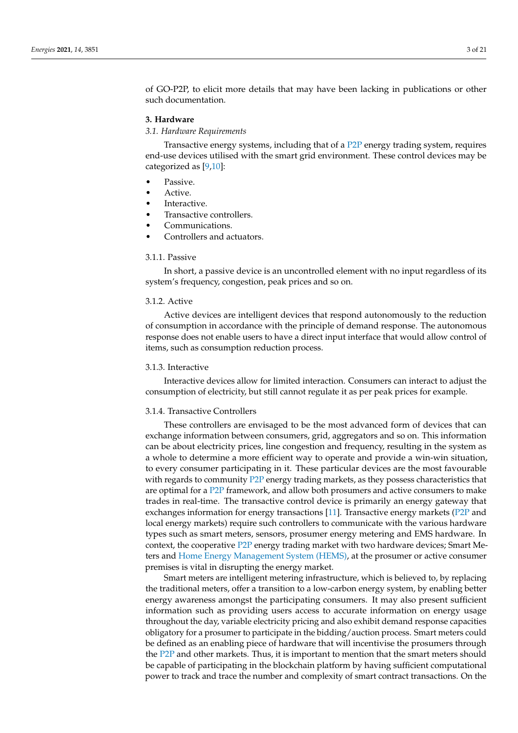of GO-P2P, to elicit more details that may have been lacking in publications or other such documentation.

## 3. Hardware

### *3.1. Hardware Requirements*

Transactive energy systems, including that of a P2P energy trading system, requires end-use devices utilised with the smart grid environment. These control devices may be categorized as [9,10]:

- Passive.
- Active.
- Interactive.
- Transactive controllers.
- Communications.
- Controllers and actuators.

#### 3.1.1. Passive

In short, a passive device is an uncontrolled element with no input regardless of its system's frequency, congestion, peak prices and so on.

#### 3.1.2. Active

Active devices are intelligent devices that respond autonomously to the reduction of consumption in accordance with the principle of demand response. The autonomous response does not enable users to have a direct input interface that would allow control of items, such as consumption reduction process.

#### 3.1.3. Interactive

Interactive devices allow for limited interaction. Consumers can interact to adjust the consumption of electricity, but still cannot regulate it as per peak prices for example.

#### 3.1.4. Transactive Controllers

These controllers are envisaged to be the most advanced form of devices that can exchange information between consumers, grid, aggregators and so on. This information can be about electricity prices, line congestion and frequency, resulting in the system as a whole to determine a more efficient way to operate and provide a win-win situation, to every consumer participating in it. These particular devices are the most favourable with regards to community P2P energy trading markets, as they possess characteristics that are optimal for a P2P framework, and allow both prosumers and active consumers to make trades in real-time. The transactive control device is primarily an energy gateway that exchanges information for energy transactions [11]. Transactive energy markets (P2P and local energy markets) require such controllers to communicate with the various hardware types such as smart meters, sensors, prosumer energy metering and EMS hardware. In context, the cooperative P2P energy trading market with two hardware devices; Smart Meters and Home Energy Management System (HEMS), at the prosumer or active consumer premises is vital in disrupting the energy market.

Smart meters are intelligent metering infrastructure, which is believed to, by replacing the traditional meters, offer a transition to a low-carbon energy system, by enabling better energy awareness amongst the participating consumers. It may also present sufficient information such as providing users access to accurate information on energy usage throughout the day, variable electricity pricing and also exhibit demand response capacities obligatory for a prosumer to participate in the bidding/auction process. Smart meters could be defined as an enabling piece of hardware that will incentivise the prosumers through the P2P and other markets. Thus, it is important to mention that the smart meters should be capable of participating in the blockchain platform by having sufficient computational power to track and trace the number and complexity of smart contract transactions. On the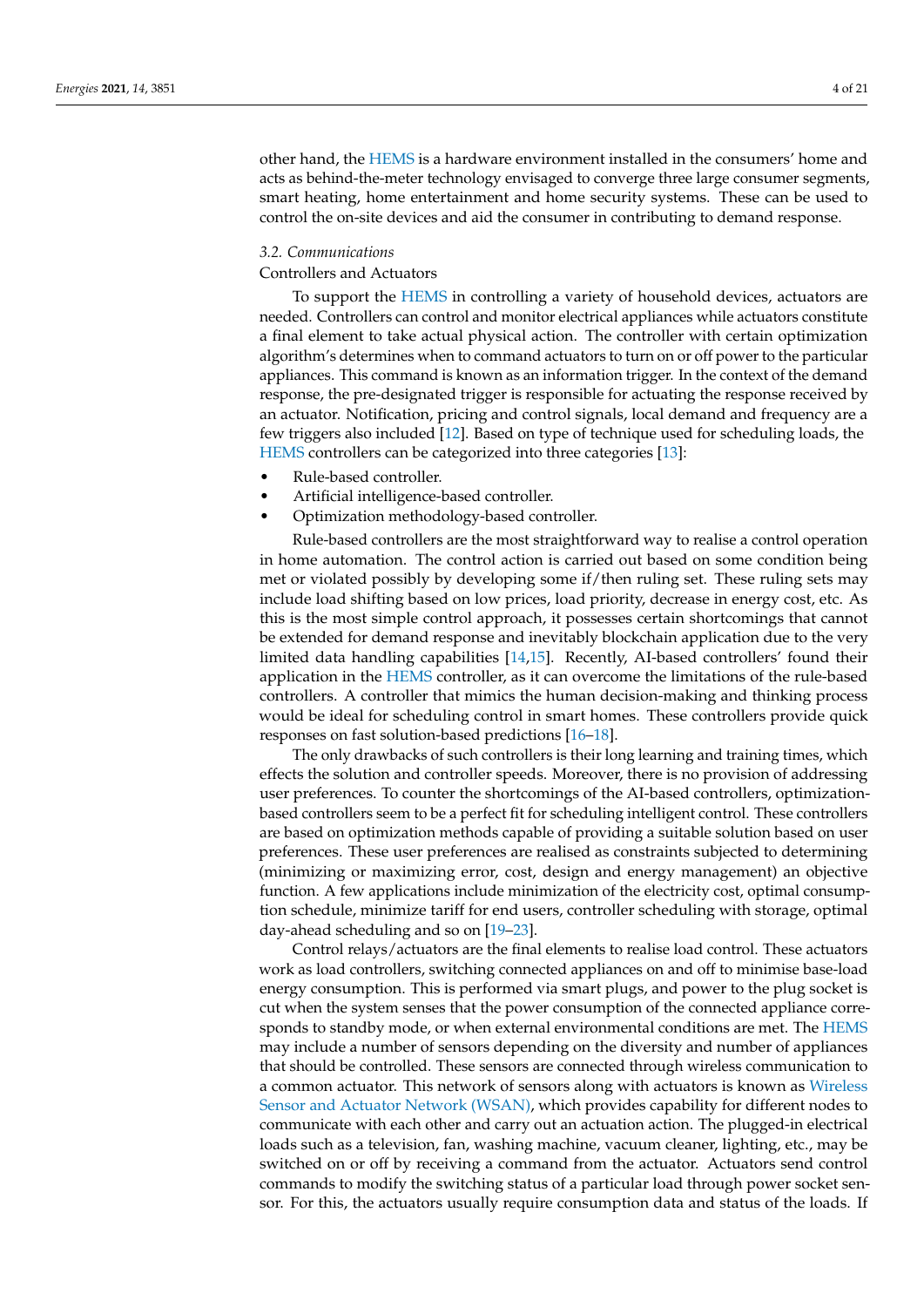other hand, the HEMS is a hardware environment installed in the consumers' home and acts as behind-the-meter technology envisaged to converge three large consumer segments, smart heating, home entertainment and home security systems. These can be used to control the on-site devices and aid the consumer in contributing to demand response.

### *3.2. Communications*

Controllers and Actuators

To support the HEMS in controlling a variety of household devices, actuators are needed. Controllers can control and monitor electrical appliances while actuators constitute a final element to take actual physical action. The controller with certain optimization algorithm's determines when to command actuators to turn on or off power to the particular appliances. This command is known as an information trigger. In the context of the demand response, the pre-designated trigger is responsible for actuating the response received by an actuator. Notification, pricing and control signals, local demand and frequency are a few triggers also included [12]. Based on type of technique used for scheduling loads, the HEMS controllers can be categorized into three categories [13]:

- Rule-based controller.
- Artificial intelligence-based controller.
- Optimization methodology-based controller.

Rule-based controllers are the most straightforward way to realise a control operation in home automation. The control action is carried out based on some condition being met or violated possibly by developing some if/then ruling set. These ruling sets may include load shifting based on low prices, load priority, decrease in energy cost, etc. As this is the most simple control approach, it possesses certain shortcomings that cannot be extended for demand response and inevitably blockchain application due to the very limited data handling capabilities [14,15]. Recently, AI-based controllers' found their application in the HEMS controller, as it can overcome the limitations of the rule-based controllers. A controller that mimics the human decision-making and thinking process would be ideal for scheduling control in smart homes. These controllers provide quick responses on fast solution-based predictions [16–18].

The only drawbacks of such controllers is their long learning and training times, which effects the solution and controller speeds. Moreover, there is no provision of addressing user preferences. To counter the shortcomings of the AI-based controllers, optimization-based controllers seem to be a perfect fit for scheduling intelligent control. These controllers are based on optimization methods capable of providing a suitable solution based on user preferences. These user preferences are realised as constraints subjected to determining (minimizing or maximizing error, cost, design and energy management) an objective function. A few applications include minimization of the electricity cost, optimal consumption schedule, minimize tariff for end users, controller scheduling with storage, optimal day-ahead scheduling and so on [19–23].

Control relays/actuators are the final elements to realise load control. These actuators work as load controllers, switching connected appliances on and off to minimise base-load energy consumption. This is performed via smart plugs, and power to the plug socket is cut when the system senses that the power consumption of the connected appliance corresponds to standby mode, or when external environmental conditions are met. The HEMS may include a number of sensors depending on the diversity and number of appliances that should be controlled. These sensors are connected through wireless communication to a common actuator. This network of sensors along with actuators is known as Wireless Sensor and Actuator Network (WSAN), which provides capability for different nodes to communicate with each other and carry out an actuation action. The plugged-in electrical loads such as a television, fan, washing machine, vacuum cleaner, lighting, etc., may be switched on or off by receiving a command from the actuator. Actuators send control commands to modify the switching status of a particular load through power socket sensor. For this, the actuators usually require consumption data and status of the loads. If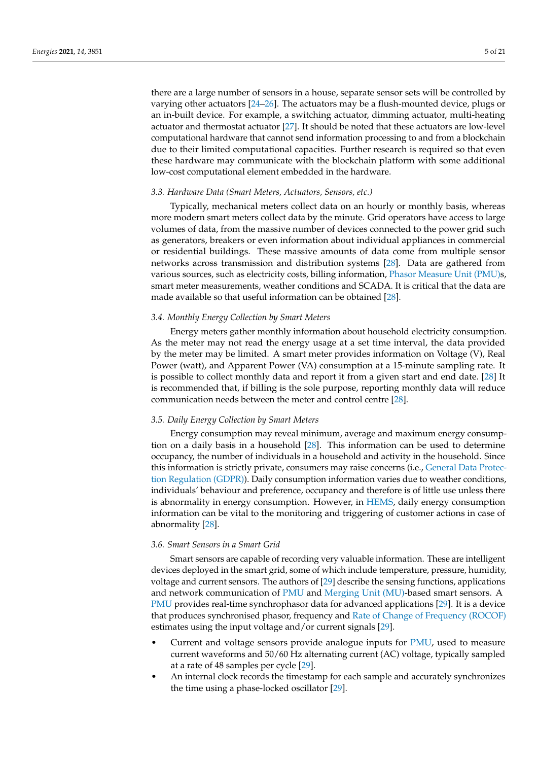there are a large number of sensors in a house, separate sensor sets will be controlled by varying other actuators [24–26]. The actuators may be a flush-mounted device, plugs or an in-built device. For example, a switching actuator, dimming actuator, multi-heating actuator and thermostat actuator [27]. It should be noted that these actuators are low-level computational hardware that cannot send information processing to and from a blockchain due to their limited computational capacities. Further research is required so that even these hardware may communicate with the blockchain platform with some additional low-cost computational element embedded in the hardware.

### 3.3. Hardware Data (Smart Meters, Actuators, Sensors, etc.)

Typically, mechanical meters collect data on an hourly or monthly basis, whereas more modern smart meters collect data by the minute. Grid operators have access to large volumes of data, from the massive number of devices connected to the power grid such as generators, breakers or even information about individual appliances in commercial or residential buildings. These massive amounts of data come from multiple sensor networks across transmission and distribution systems [28]. Data are gathered from various sources, such as electricity costs, billing information, Phasor Measure Unit (PMU)s, smart meter measurements, weather conditions and SCADA. It is critical that the data are made available so that useful information can be obtained [28].

### 3.4. Monthly Energy Collection by Smart Meters

Energy meters gather monthly information about household electricity consumption. As the meter may not read the energy usage at a set time interval, the data provided by the meter may be limited. A smart meter provides information on Voltage (V), Real Power (watt), and Apparent Power (VA) consumption at a 15-minute sampling rate. It is possible to collect monthly data and report it from a given start and end date. [28] It is recommended that, if billing is the sole purpose, reporting monthly data will reduce communication needs between the meter and control centre [28].

### 3.5. Daily Energy Collection by Smart Meters

Energy consumption may reveal minimum, average and maximum energy consumption on a daily basis in a household [28]. This information can be used to determine occupancy, the number of individuals in a household and activity in the household. Since this information is strictly private, consumers may raise concerns (i.e., General Data Protection Regulation (GDPR)). Daily consumption information varies due to weather conditions, individuals' behaviour and preference, occupancy and therefore is of little use unless there is abnormality in energy consumption. However, in HEMS, daily energy consumption information can be vital to the monitoring and triggering of customer actions in case of abnormality [28].

### 3.6. Smart Sensors in a Smart Grid

Smart sensors are capable of recording very valuable information. These are intelligent devices deployed in the smart grid, some of which include temperature, pressure, humidity, voltage and current sensors. The authors of [29] describe the sensing functions, applications and network communication of PMU and Merging Unit (MU)-based smart sensors. A PMU provides real-time synchrophasor data for advanced applications [29]. It is a device that produces synchronised phasor, frequency and Rate of Change of Frequency (ROCOF) estimates using the input voltage and/or current signals [29].

- Current and voltage sensors provide analogue inputs for PMU, used to measure current waveforms and 50/60 Hz alternating current (AC) voltage, typically sampled at a rate of 48 samples per cycle [29].
- An internal clock records the timestamp for each sample and accurately synchronizes the time using a phase-locked oscillator [29].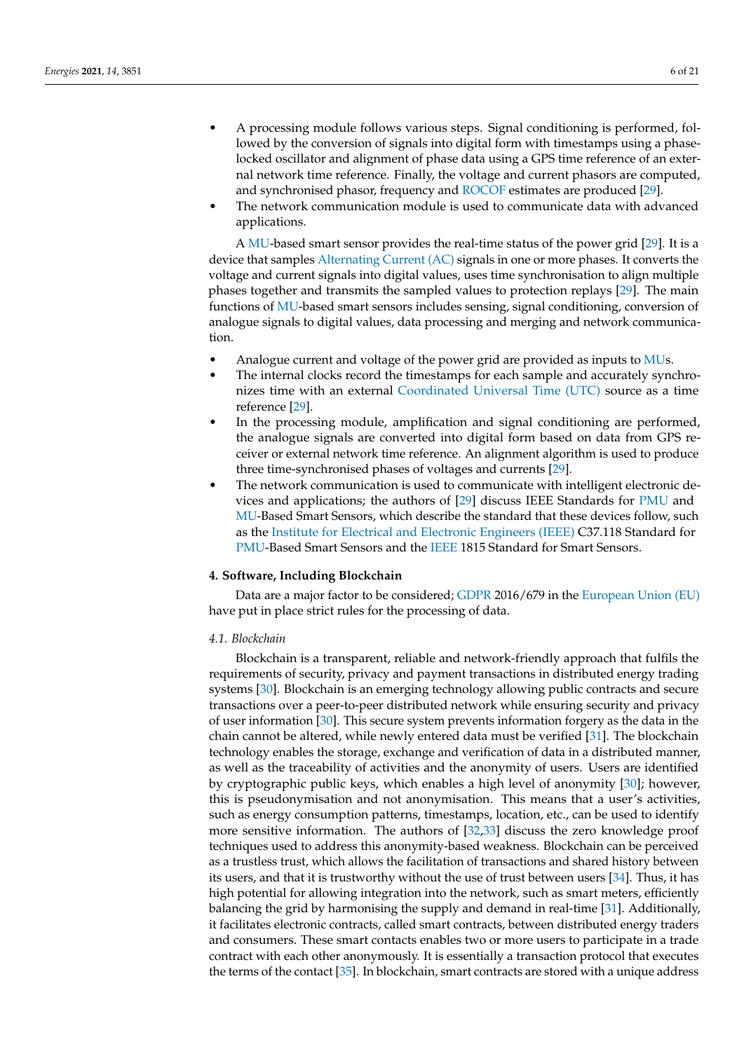- A processing module follows various steps. Signal conditioning is performed, followed by the conversion of signals into digital form with timestamps using a phase-locked oscillator and alignment of phase data using a GPS time reference of an external network time reference. Finally, the voltage and current phasors are computed, and synchronised phasor, frequency and ROCOF estimates are produced [29].
- The network communication module is used to communicate data with advanced applications.

A MU-based smart sensor provides the real-time status of the power grid [29]. It is a device that samples Alternating Current (AC) signals in one or more phases. It converts the voltage and current signals into digital values, uses time synchronisation to align multiple phases together and transmits the sampled values to protection replays [29]. The main functions of MU-based smart sensors includes sensing, signal conditioning, conversion of analogue signals to digital values, data processing and merging and network communication.

- Analogue current and voltage of the power grid are provided as inputs to MUs.
- The internal clocks record the timestamps for each sample and accurately synchronizes time with an external Coordinated Universal Time (UTC) source as a time reference [29].
- In the processing module, amplification and signal conditioning are performed, the analogue signals are converted into digital form based on data from GPS receiver or external network time reference. An alignment algorithm is used to produce three time-synchronised phases of voltages and currents [29].
- The network communication is used to communicate with intelligent electronic devices and applications; the authors of [29] discuss IEEE Standards for PMU and MU-Based Smart Sensors, which describe the standard that these devices follow, such as the Institute for Electrical and Electronic Engineers (IEEE) C37.118 Standard for PMU-Based Smart Sensors and the IEEE 1815 Standard for Smart Sensors.

## 4. Software, Including Blockchain

Data are a major factor to be considered; GDPR 2016/679 in the European Union (EU) have put in place strict rules for the processing of data.

### *4.1. Blockchain*

Blockchain is a transparent, reliable and network-friendly approach that fulfils the requirements of security, privacy and payment transactions in distributed energy trading systems [30]. Blockchain is an emerging technology allowing public contracts and secure transactions over a peer-to-peer distributed network while ensuring security and privacy of user information [30]. This secure system prevents information forgery as the data in the chain cannot be altered, while newly entered data must be verified [31]. The blockchain technology enables the storage, exchange and verification of data in a distributed manner, as well as the traceability of activities and the anonymity of users. Users are identified by cryptographic public keys, which enables a high level of anonymity [30]; however, this is pseudonymisation and not anonymisation. This means that a user's activities, such as energy consumption patterns, timestamps, location, etc., can be used to identify more sensitive information. The authors of [32,33] discuss the zero knowledge proof techniques used to address this anonymity-based weakness. Blockchain can be perceived as a trustless trust, which allows the facilitation of transactions and shared history between its users, and that it is trustworthy without the use of trust between users [34]. Thus, it has high potential for allowing integration into the network, such as smart meters, efficiently balancing the grid by harmonising the supply and demand in real-time [31]. Additionally, it facilitates electronic contracts, called smart contracts, between distributed energy traders and consumers. These smart contacts enables two or more users to participate in a trade contract with each other anonymously. It is essentially a transaction protocol that executes the terms of the contact [35]. In blockchain, smart contracts are stored with a unique address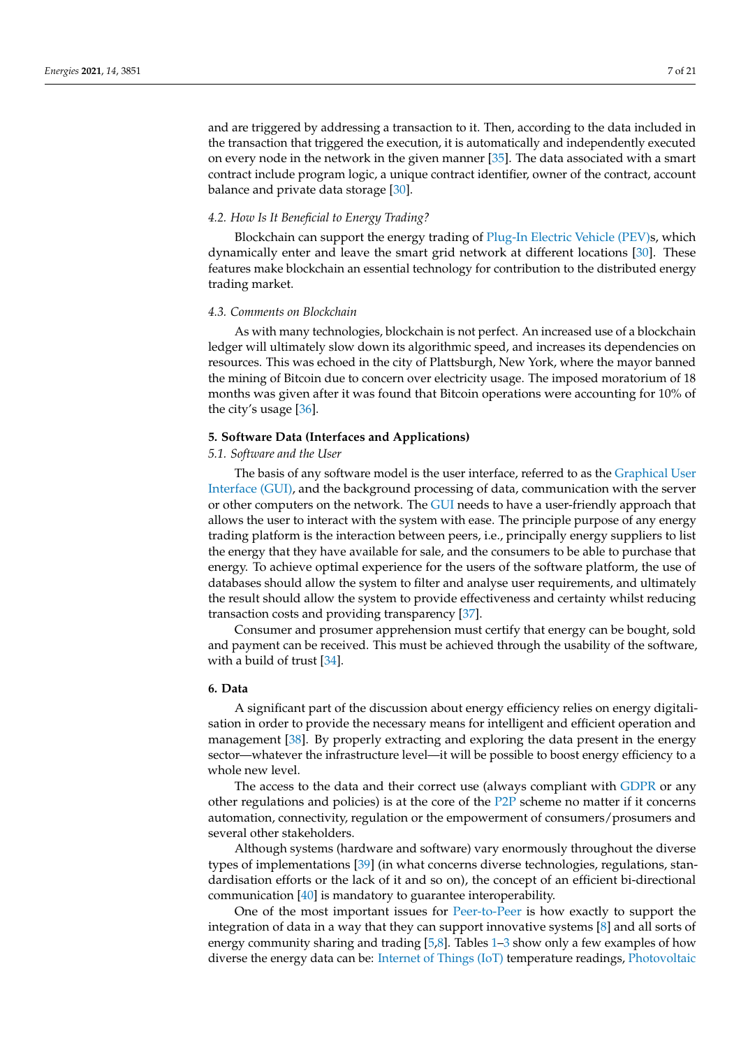and are triggered by addressing a transaction to it. Then, according to the data included in the transaction that triggered the execution, it is automatically and independently executed on every node in the network in the given manner [35]. The data associated with a smart contract include program logic, a unique contract identifier, owner of the contract, account balance and private data storage [30].

### *4.2. How Is It Beneficial to Energy Trading?*

Blockchain can support the energy trading of Plug-In Electric Vehicle (PEV)s, which dynamically enter and leave the smart grid network at different locations [30]. These features make blockchain an essential technology for contribution to the distributed energy trading market.

### *4.3. Comments on Blockchain*

As with many technologies, blockchain is not perfect. An increased use of a blockchain ledger will ultimately slow down its algorithmic speed, and increases its dependencies on resources. This was echoed in the city of Plattsburgh, New York, where the mayor banned the mining of Bitcoin due to concern over electricity usage. The imposed moratorium of 18 months was given after it was found that Bitcoin operations were accounting for 10% of the city's usage [36].

## **5. Software Data (Interfaces and Applications)**

### *5.1. Software and the User*

The basis of any software model is the user interface, referred to as the Graphical User Interface (GUI), and the background processing of data, communication with the server or other computers on the network. The GUI needs to have a user-friendly approach that allows the user to interact with the system with ease. The principle purpose of any energy trading platform is the interaction between peers, i.e., principally energy suppliers to list the energy that they have available for sale, and the consumers to be able to purchase that energy. To achieve optimal experience for the users of the software platform, the use of databases should allow the system to filter and analyse user requirements, and ultimately the result should allow the system to provide effectiveness and certainty whilst reducing transaction costs and providing transparency [37].

Consumer and prosumer apprehension must certify that energy can be bought, sold and payment can be received. This must be achieved through the usability of the software, with a build of trust [34].

## **6. Data**

A significant part of the discussion about energy efficiency relies on energy digitalisation in order to provide the necessary means for intelligent and efficient operation and management [38]. By properly extracting and exploring the data present in the energy sector—whatever the infrastructure level—it will be possible to boost energy efficiency to a whole new level.

The access to the data and their correct use (always compliant with GDPR or any other regulations and policies) is at the core of the P2P scheme no matter if it concerns automation, connectivity, regulation or the empowerment of consumers/prosumers and several other stakeholders.

Although systems (hardware and software) vary enormously throughout the diverse types of implementations [39] (in what concerns diverse technologies, regulations, standardisation efforts or the lack of it and so on), the concept of an efficient bi-directional communication [40] is mandatory to guarantee interoperability.

One of the most important issues for Peer-to-Peer is how exactly to support the integration of data in a way that they can support innovative systems [8] and all sorts of energy community sharing and trading [5,8]. Tables 1–3 show only a few examples of how diverse the energy data can be: Internet of Things (IoT) temperature readings, Photovoltaic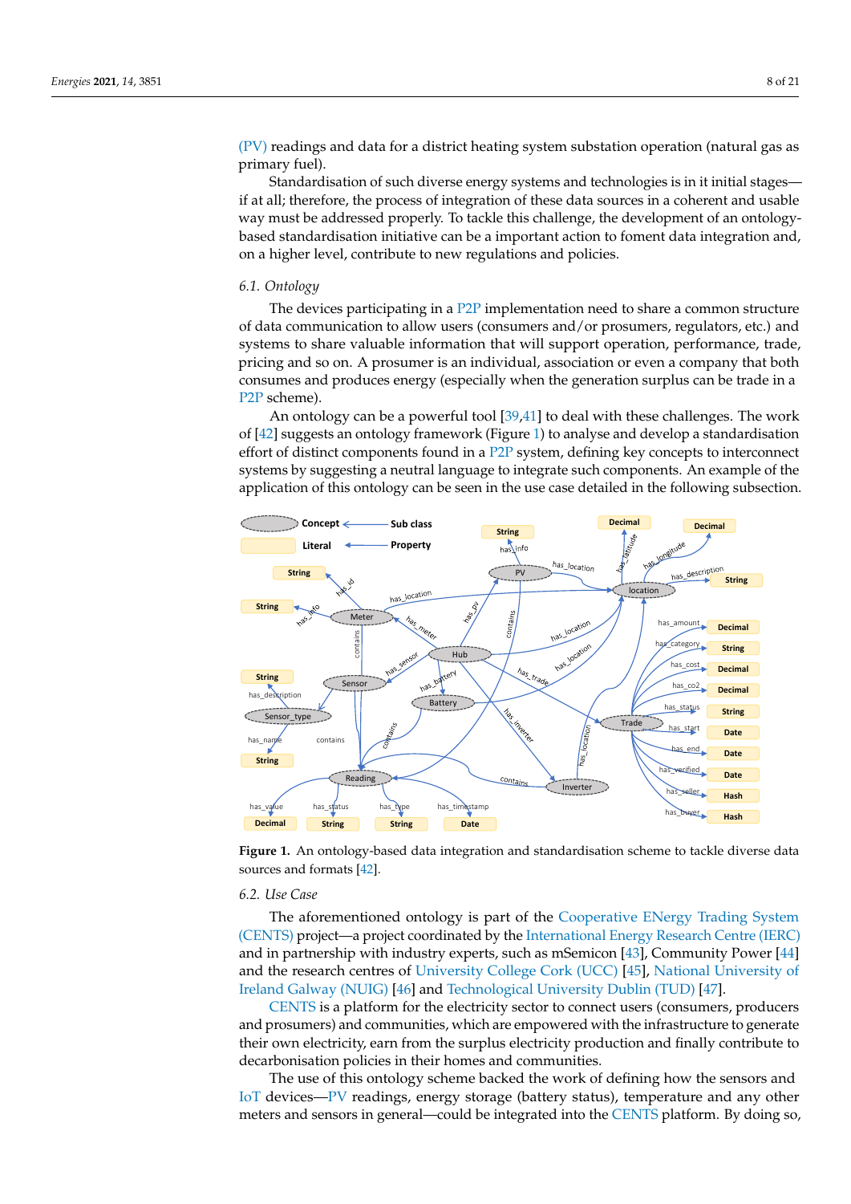(PV) readings and data for a district heating system substation operation (natural gas as primary fuel).

Standardisation of such diverse energy systems and technologies is in it initial stages—if at all; therefore, the process of integration of these data sources in a coherent and usable way must be addressed properly. To tackle this challenge, the development of an ontology-based standardisation initiative can be a important action to foment data integration and, on a higher level, contribute to new regulations and policies.

### 6.1. Ontology

The devices participating in a P2P implementation need to share a common structure of data communication to allow users (consumers and/or prosumers, regulators, etc.) and systems to share valuable information that will support operation, performance, trade, pricing and so on. A prosumer is an individual, association or even a company that both consumes and produces energy (especially when the generation surplus can be trade in a P2P scheme).

An ontology can be a powerful tool [39,41] to deal with these challenges. The work of [42] suggests an ontology framework (Figure 1) to analyse and develop a standardisation effort of distinct components found in a P2P system, defining key concepts to interconnect systems by suggesting a neutral language to integrate such components. An example of the application of this ontology can be seen in the use case detailed in the following subsection.

**Figure 1.** An ontology-based data integration and standardisation scheme to tackle diverse data sources and formats [42].

### 6.2. Use Case

The aforementioned ontology is part of the Cooperative ENergy Trading System (CENTS) project—a project coordinated by the International Energy Research Centre (IERC) and in partnership with industry experts, such as mSemicon [43], Community Power [44] and the research centres of University College Cork (UCC) [45], National University of Ireland Galway (NUIG) [46] and Technological University Dublin (TUD) [47].

CENTS is a platform for the electricity sector to connect users (consumers, producers and prosumers) and communities, which are empowered with the infrastructure to generate their own electricity, earn from the surplus electricity production and finally contribute to decarbonisation policies in their homes and communities.

The use of this ontology scheme backed the work of defining how the sensors and IoT devices—PV readings, energy storage (battery status), temperature and any other meters and sensors in general—could be integrated into the CENTS platform. By doing so,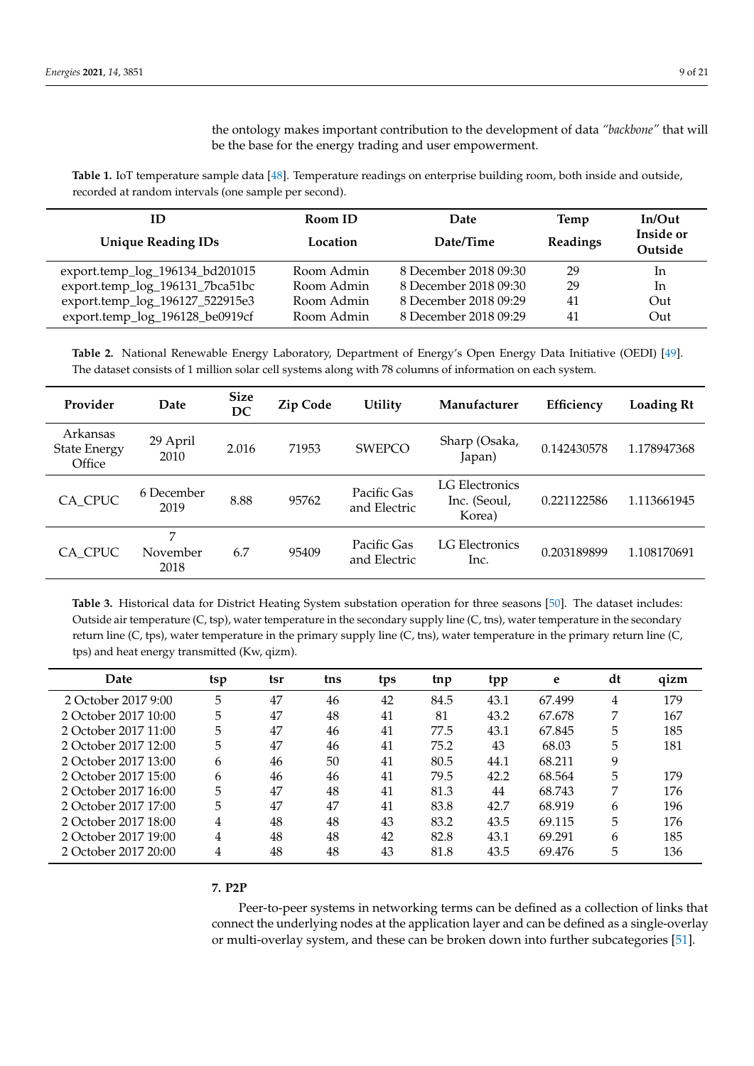the ontology makes important contribution to the development of data *"backbone"* that will be the base for the energy trading and user empowerment.

**Table 1.** IoT temperature sample data [48]. Temperature readings on enterprise building room, both inside and outside, recorded at random intervals (one sample per second).

| ID | Room ID | Date | Temp | In/Out |
|---|---|---|---|---|
| **Unique Reading IDs** | **Location** | **Date/Time** | **Readings** | **Inside or Outside** |
| export.temp_log_196134_bd201015 | Room Admin | 8 December 2018 09:30 | 29 | In |
| export.temp_log_196131_7bca51bc | Room Admin | 8 December 2018 09:30 | 29 | In |
| export.temp_log_196127_522915e3 | Room Admin | 8 December 2018 09:29 | 41 | Out |
| export.temp_log_196128_be0919cf | Room Admin | 8 December 2018 09:29 | 41 | Out |

**Table 2.** National Renewable Energy Laboratory, Department of Energy's Open Energy Data Initiative (OEDI) [49]. The dataset consists of 1 million solar cell systems along with 78 columns of information on each system.

| Provider | Date | Size DC | Zip Code | Utility | Manufacturer | Efficiency | Loading Rt |
|---|---|---|---|---|---|---|---|
| Arkansas State Energy Office | 29 April 2010 | 2.016 | 71953 | SWEPCO | Sharp (Osaka, Japan) | 0.142430578 | 1.178947368 |
| CA_CPUC | 6 December 2019 | 8.88 | 95762 | Pacific Gas and Electric | LG Electronics Inc. (Seoul, Korea) | 0.221122586 | 1.113661945 |
| CA_CPUC | 7 November 2018 | 6.7 | 95409 | Pacific Gas and Electric | LG Electronics Inc. | 0.203189899 | 1.108170691 |

**Table 3.** Historical data for District Heating System substation operation for three seasons [50]. The dataset includes: Outside air temperature (C, tsp), water temperature in the secondary supply line (C, tns), water temperature in the secondary return line (C, tps), water temperature in the primary supply line (C, tns), water temperature in the primary return line (C, tps) and heat energy transmitted (Kw, qizm).

| Date | tsp | tsr | tns | tps | tnp | tpp | e | dt | qizm |
|---|---|---|---|---|---|---|---|---|---|
| 2 October 2017 9:00 | 5 | 47 | 46 | 42 | 84.5 | 43.1 | 67.499 | 4 | 179 |
| 2 October 2017 10:00 | 5 | 47 | 48 | 41 | 81 | 43.2 | 67.678 | 7 | 167 |
| 2 October 2017 11:00 | 5 | 47 | 46 | 41 | 77.5 | 43.1 | 67.845 | 5 | 185 |
| 2 October 2017 12:00 | 5 | 47 | 46 | 41 | 75.2 | 43 | 68.03 | 5 | 181 |
| 2 October 2017 13:00 | 6 | 46 | 50 | 41 | 80.5 | 44.1 | 68.211 | 9 | |
| 2 October 2017 15:00 | 6 | 46 | 46 | 41 | 79.5 | 42.2 | 68.564 | 5 | 179 |
| 2 October 2017 16:00 | 5 | 47 | 48 | 41 | 81.3 | 44 | 68.743 | 7 | 176 |
| 2 October 2017 17:00 | 5 | 47 | 47 | 41 | 83.8 | 42.7 | 68.919 | 6 | 196 |
| 2 October 2017 18:00 | 4 | 48 | 48 | 43 | 83.2 | 43.5 | 69.115 | 5 | 176 |
| 2 October 2017 19:00 | 4 | 48 | 48 | 42 | 82.8 | 43.1 | 69.291 | 6 | 185 |
| 2 October 2017 20:00 | 4 | 48 | 48 | 43 | 81.8 | 43.5 | 69.476 | 5 | 136 |

## 7. P2P

Peer-to-peer systems in networking terms can be defined as a collection of links that connect the underlying nodes at the application layer and can be defined as a single-overlay or multi-overlay system, and these can be broken down into further subcategories [51].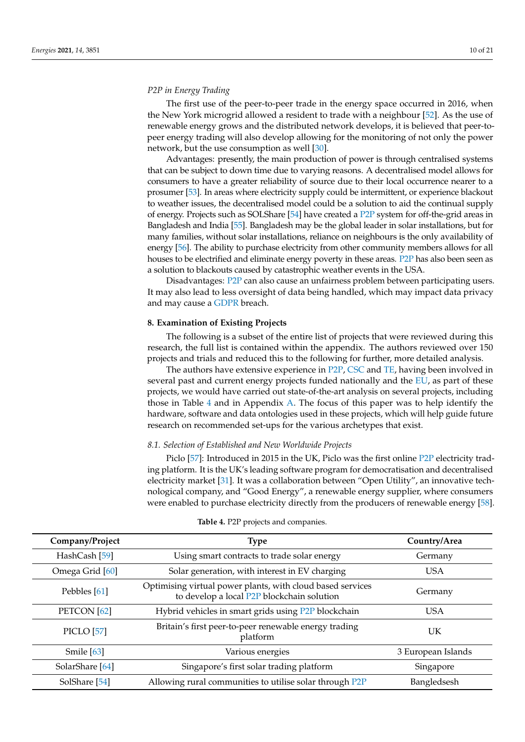*P2P in Energy Trading*

The first use of the peer-to-peer trade in the energy space occurred in 2016, when the New York microgrid allowed a resident to trade with a neighbour [52]. As the use of renewable energy grows and the distributed network develops, it is believed that peer-to-peer energy trading will also develop allowing for the monitoring of not only the power network, but the use consumption as well [30].

Advantages: presently, the main production of power is through centralised systems that can be subject to down time due to varying reasons. A decentralised model allows for consumers to have a greater reliability of source due to their local occurrence nearer to a prosumer [53]. In areas where electricity supply could be intermittent, or experience blackout to weather issues, the decentralised model could be a solution to aid the continual supply of energy. Projects such as SOLShare [54] have created a P2P system for off-the-grid areas in Bangladesh and India [55]. Bangladesh may be the global leader in solar installations, but for many families, without solar installations, reliance on neighbours is the only availability of energy [56]. The ability to purchase electricity from other community members allows for all houses to be electrified and eliminate energy poverty in these areas. P2P has also been seen as a solution to blackouts caused by catastrophic weather events in the USA.

Disadvantages: P2P can also cause an unfairness problem between participating users. It may also lead to less oversight of data being handled, which may impact data privacy and may cause a GDPR breach.

## 8. Examination of Existing Projects

The following is a subset of the entire list of projects that were reviewed during this research, the full list is contained within the appendix. The authors reviewed over 150 projects and trials and reduced this to the following for further, more detailed analysis.

The authors have extensive experience in P2P, CSC and TE, having been involved in several past and current energy projects funded nationally and the EU, as part of these projects, we would have carried out state-of-the-art analysis on several projects, including those in Table 4 and in Appendix A. The focus of this paper was to help identify the hardware, software and data ontologies used in these projects, which will help guide future research on recommended set-ups for the various archetypes that exist.

### *8.1. Selection of Established and New Worldwide Projects*

Piclo [57]: Introduced in 2015 in the UK, Piclo was the first online P2P electricity trading platform. It is the UK's leading software program for democratisation and decentralised electricity market [31]. It was a collaboration between "Open Utility", an innovative technological company, and "Good Energy", a renewable energy supplier, where consumers were enabled to purchase electricity directly from the producers of renewable energy [58].

**Table 4.** P2P projects and companies.

| Company/Project | Type | Country/Area |
|---|---|---|
| HashCash [59] | Using smart contracts to trade solar energy | Germany |
| Omega Grid [60] | Solar generation, with interest in EV charging | USA |
| Pebbles [61] | Optimising virtual power plants, with cloud based services to develop a local P2P blockchain solution | Germany |
| PETCON [62] | Hybrid vehicles in smart grids using P2P blockchain | USA |
| PICLO [57] | Britain's first peer-to-peer renewable energy trading platform | UK |
| Smile [63] | Various energies | 3 European Islands |
| SolarShare [64] | Singapore's first solar trading platform | Singapore |
| SolShare [54] | Allowing rural communities to utilise solar through P2P | Bangledsesh |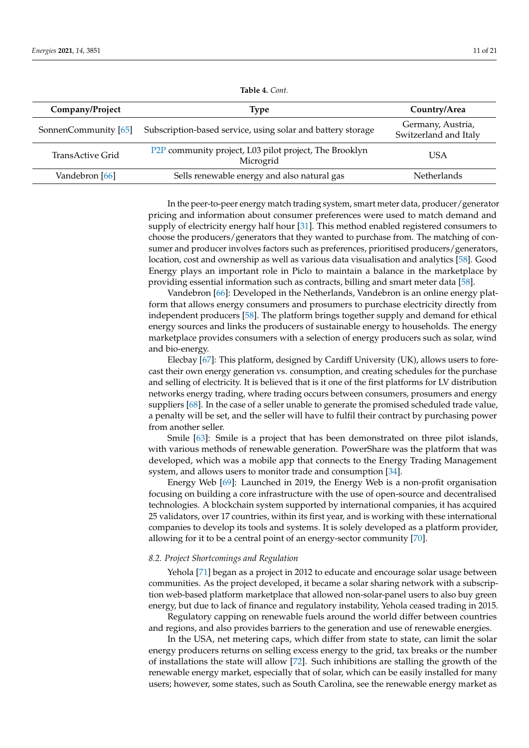**Table 4.** *Cont.*

| Company/Project | Type | Country/Area |
| --- | --- | --- |
| SonnenCommunity [65] | Subscription-based service, using solar and battery storage | Germany, Austria, Switzerland and Italy |
| TransActive Grid | P2P community project, L03 pilot project, The Brooklyn Microgrid | USA |
| Vandebron [66] | Sells renewable energy and also natural gas | Netherlands |

In the peer-to-peer energy match trading system, smart meter data, producer/generator pricing and information about consumer preferences were used to match demand and supply of electricity energy half hour [31]. This method enabled registered consumers to choose the producers/generators that they wanted to purchase from. The matching of consumer and producer involves factors such as preferences, prioritised producers/generators, location, cost and ownership as well as various data visualisation and analytics [58]. Good Energy plays an important role in Piclo to maintain a balance in the marketplace by providing essential information such as contracts, billing and smart meter data [58].

Vandebron [66]: Developed in the Netherlands, Vandebron is an online energy platform that allows energy consumers and prosumers to purchase electricity directly from independent producers [58]. The platform brings together supply and demand for ethical energy sources and links the producers of sustainable energy to households. The energy marketplace provides consumers with a selection of energy producers such as solar, wind and bio-energy.

Elecbay [67]: This platform, designed by Cardiff University (UK), allows users to forecast their own energy generation vs. consumption, and creating schedules for the purchase and selling of electricity. It is believed that is it one of the first platforms for LV distribution networks energy trading, where trading occurs between consumers, prosumers and energy suppliers [68]. In the case of a seller unable to generate the promised scheduled trade value, a penalty will be set, and the seller will have to fulfil their contract by purchasing power from another seller.

Smile [63]: Smile is a project that has been demonstrated on three pilot islands, with various methods of renewable generation. PowerShare was the platform that was developed, which was a mobile app that connects to the Energy Trading Management system, and allows users to monitor trade and consumption [34].

Energy Web [69]: Launched in 2019, the Energy Web is a non-profit organisation focusing on building a core infrastructure with the use of open-source and decentralised technologies. A blockchain system supported by international companies, it has acquired 25 validators, over 17 countries, within its first year, and is working with these international companies to develop its tools and systems. It is solely developed as a platform provider, allowing for it to be a central point of an energy-sector community [70].

### 8.2. Project Shortcomings and Regulation

Yehola [71] began as a project in 2012 to educate and encourage solar usage between communities. As the project developed, it became a solar sharing network with a subscription web-based platform marketplace that allowed non-solar-panel users to also buy green energy, but due to lack of finance and regulatory instability, Yehola ceased trading in 2015.

Regulatory capping on renewable fuels around the world differ between countries and regions, and also provides barriers to the generation and use of renewable energies.

In the USA, net metering caps, which differ from state to state, can limit the solar energy producers returns on selling excess energy to the grid, tax breaks or the number of installations the state will allow [72]. Such inhibitions are stalling the growth of the renewable energy market, especially that of solar, which can be easily installed for many users; however, some states, such as South Carolina, see the renewable energy market as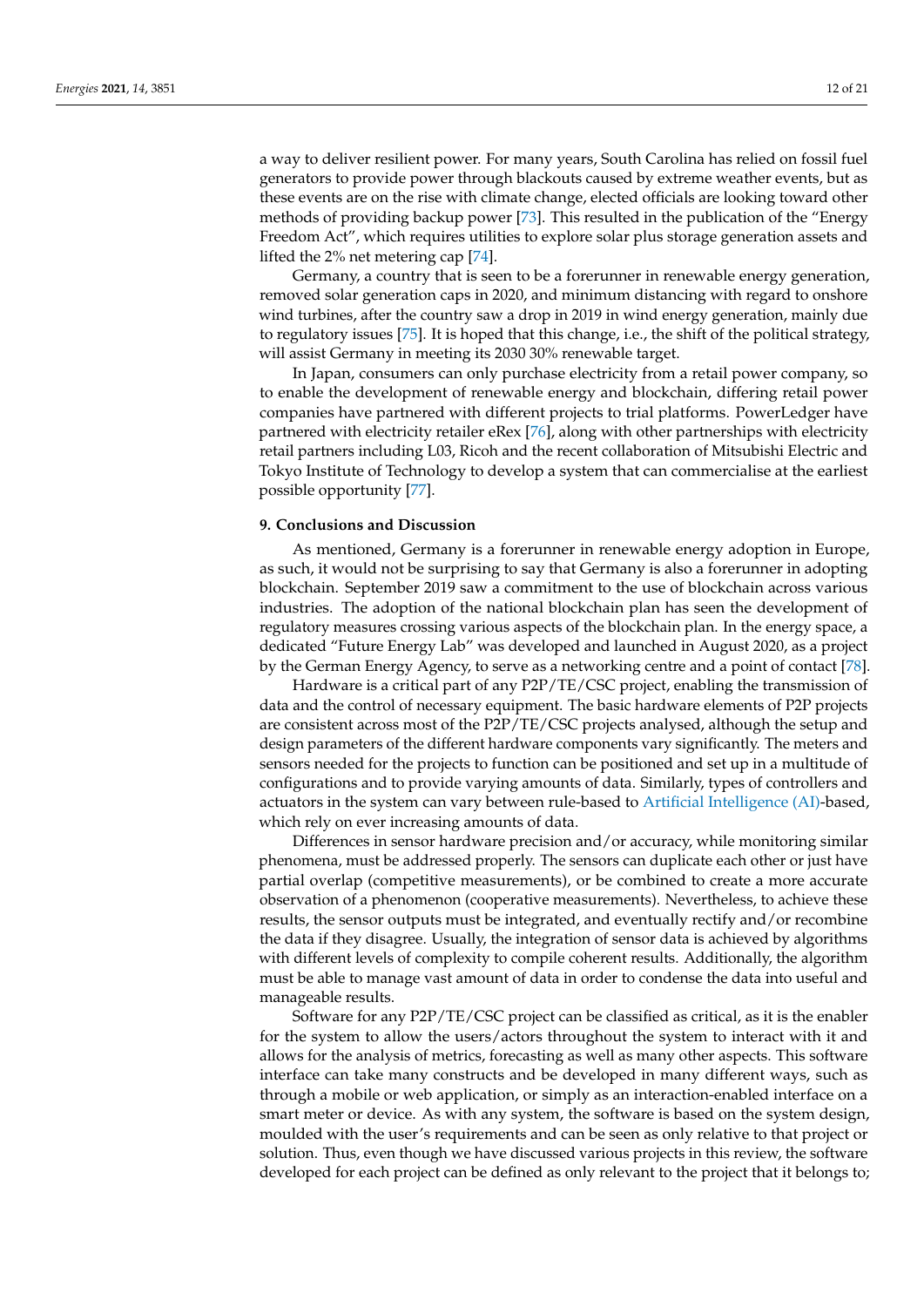a way to deliver resilient power. For many years, South Carolina has relied on fossil fuel generators to provide power through blackouts caused by extreme weather events, but as these events are on the rise with climate change, elected officials are looking toward other methods of providing backup power [73]. This resulted in the publication of the "Energy Freedom Act", which requires utilities to explore solar plus storage generation assets and lifted the 2% net metering cap [74].

Germany, a country that is seen to be a forerunner in renewable energy generation, removed solar generation caps in 2020, and minimum distancing with regard to onshore wind turbines, after the country saw a drop in 2019 in wind energy generation, mainly due to regulatory issues [75]. It is hoped that this change, i.e., the shift of the political strategy, will assist Germany in meeting its 2030 30% renewable target.

In Japan, consumers can only purchase electricity from a retail power company, so to enable the development of renewable energy and blockchain, differing retail power companies have partnered with different projects to trial platforms. PowerLedger have partnered with electricity retailer eRex [76], along with other partnerships with electricity retail partners including L03, Ricoh and the recent collaboration of Mitsubishi Electric and Tokyo Institute of Technology to develop a system that can commercialise at the earliest possible opportunity [77].

## 9. Conclusions and Discussion

As mentioned, Germany is a forerunner in renewable energy adoption in Europe, as such, it would not be surprising to say that Germany is also a forerunner in adopting blockchain. September 2019 saw a commitment to the use of blockchain across various industries. The adoption of the national blockchain plan has seen the development of regulatory measures crossing various aspects of the blockchain plan. In the energy space, a dedicated "Future Energy Lab" was developed and launched in August 2020, as a project by the German Energy Agency, to serve as a networking centre and a point of contact [78].

Hardware is a critical part of any P2P/TE/CSC project, enabling the transmission of data and the control of necessary equipment. The basic hardware elements of P2P projects are consistent across most of the P2P/TE/CSC projects analysed, although the setup and design parameters of the different hardware components vary significantly. The meters and sensors needed for the projects to function can be positioned and set up in a multitude of configurations and to provide varying amounts of data. Similarly, types of controllers and actuators in the system can vary between rule-based to Artificial Intelligence (AI)-based, which rely on ever increasing amounts of data.

Differences in sensor hardware precision and/or accuracy, while monitoring similar phenomena, must be addressed properly. The sensors can duplicate each other or just have partial overlap (competitive measurements), or be combined to create a more accurate observation of a phenomenon (cooperative measurements). Nevertheless, to achieve these results, the sensor outputs must be integrated, and eventually rectify and/or recombine the data if they disagree. Usually, the integration of sensor data is achieved by algorithms with different levels of complexity to compile coherent results. Additionally, the algorithm must be able to manage vast amount of data in order to condense the data into useful and manageable results.

Software for any P2P/TE/CSC project can be classified as critical, as it is the enabler for the system to allow the users/actors throughout the system to interact with it and allows for the analysis of metrics, forecasting as well as many other aspects. This software interface can take many constructs and be developed in many different ways, such as through a mobile or web application, or simply as an interaction-enabled interface on a smart meter or device. As with any system, the software is based on the system design, moulded with the user's requirements and can be seen as only relative to that project or solution. Thus, even though we have discussed various projects in this review, the software developed for each project can be defined as only relevant to the project that it belongs to;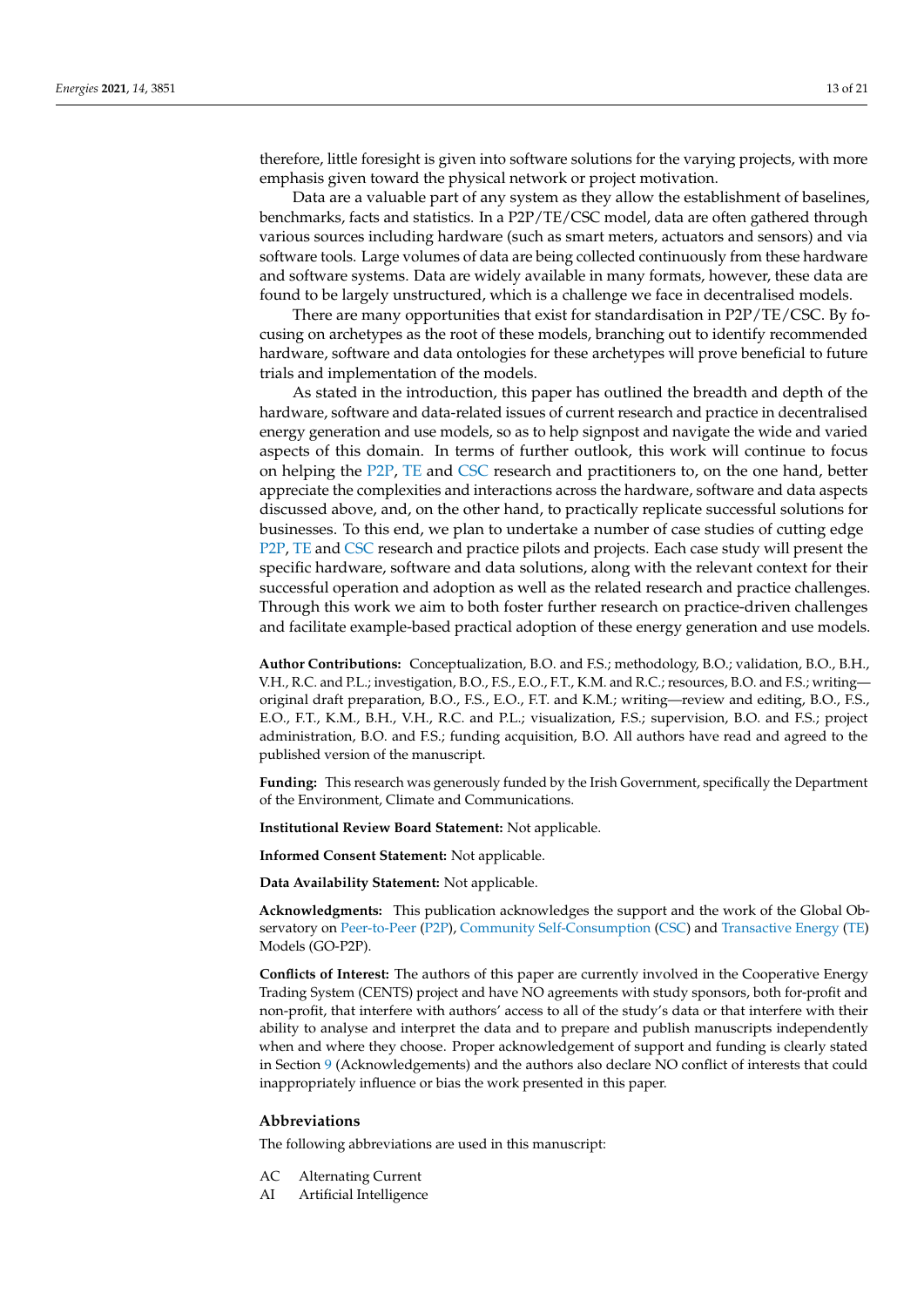therefore, little foresight is given into software solutions for the varying projects, with more emphasis given toward the physical network or project motivation.

Data are a valuable part of any system as they allow the establishment of baselines, benchmarks, facts and statistics. In a P2P/TE/CSC model, data are often gathered through various sources including hardware (such as smart meters, actuators and sensors) and via software tools. Large volumes of data are being collected continuously from these hardware and software systems. Data are widely available in many formats, however, these data are found to be largely unstructured, which is a challenge we face in decentralised models.

There are many opportunities that exist for standardisation in P2P/TE/CSC. By focusing on archetypes as the root of these models, branching out to identify recommended hardware, software and data ontologies for these archetypes will prove beneficial to future trials and implementation of the models.

As stated in the introduction, this paper has outlined the breadth and depth of the hardware, software and data-related issues of current research and practice in decentralised energy generation and use models, so as to help signpost and navigate the wide and varied aspects of this domain. In terms of further outlook, this work will continue to focus on helping the P2P, TE and CSC research and practitioners to, on the one hand, better appreciate the complexities and interactions across the hardware, software and data aspects discussed above, and, on the other hand, to practically replicate successful solutions for businesses. To this end, we plan to undertake a number of case studies of cutting edge P2P, TE and CSC research and practice pilots and projects. Each case study will present the specific hardware, software and data solutions, along with the relevant context for their successful operation and adoption as well as the related research and practice challenges. Through this work we aim to both foster further research on practice-driven challenges and facilitate example-based practical adoption of these energy generation and use models.

**Author Contributions:** Conceptualization, B.O. and F.S.; methodology, B.O.; validation, B.O., B.H., V.H., R.C. and P.L.; investigation, B.O., F.S., E.O., F.T., K.M. and R.C.; resources, B.O. and F.S.; writing—original draft preparation, B.O., F.S., E.O., F.T. and K.M.; writing—review and editing, B.O., F.S., E.O., F.T., K.M., B.H., V.H., R.C. and P.L.; visualization, F.S.; supervision, B.O. and F.S.; project administration, B.O. and F.S.; funding acquisition, B.O. All authors have read and agreed to the published version of the manuscript.

**Funding:** This research was generously funded by the Irish Government, specifically the Department of the Environment, Climate and Communications.

**Institutional Review Board Statement:** Not applicable.

**Informed Consent Statement:** Not applicable.

**Data Availability Statement:** Not applicable.

**Acknowledgments:** This publication acknowledges the support and the work of the Global Observatory on Peer-to-Peer (P2P), Community Self-Consumption (CSC) and Transactive Energy (TE) Models (GO-P2P).

**Conflicts of Interest:** The authors of this paper are currently involved in the Cooperative Energy Trading System (CENTS) project and have NO agreements with study sponsors, both for-profit and non-profit, that interfere with authors' access to all of the study's data or that interfere with their ability to analyse and interpret the data and to prepare and publish manuscripts independently when and where they choose. Proper acknowledgement of support and funding is clearly stated in Section 9 (Acknowledgements) and the authors also declare NO conflict of interests that could inappropriately influence or bias the work presented in this paper.

## Abbreviations

The following abbreviations are used in this manuscript:

| | |
|---|---|
| AC | Alternating Current |
| AI | Artificial Intelligence |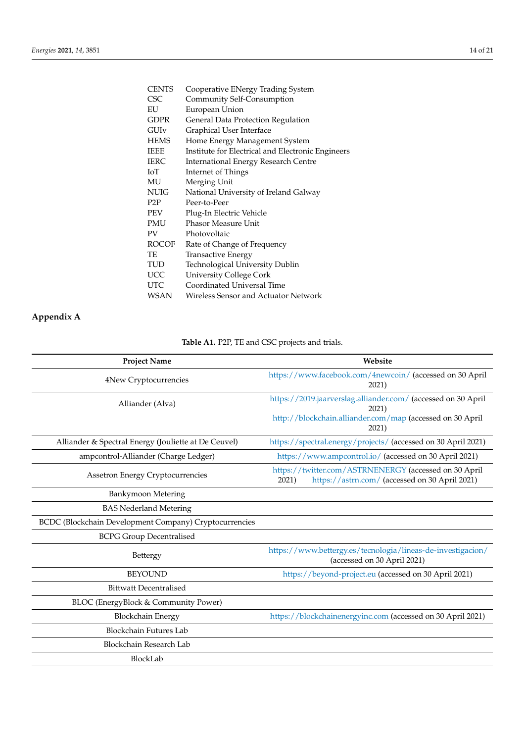| | |
|---|---|
| CENTS | Cooperative ENergy Trading System |
| CSC | Community Self-Consumption |
| EU | European Union |
| GDPR | General Data Protection Regulation |
| GUIv | Graphical User Interface |
| HEMS | Home Energy Management System |
| IEEE | Institute for Electrical and Electronic Engineers |
| IERC | International Energy Research Centre |
| IoT | Internet of Things |
| MU | Merging Unit |
| NUIG | National University of Ireland Galway |
| P2P | Peer-to-Peer |
| PEV | Plug-In Electric Vehicle |
| PMU | Phasor Measure Unit |
| PV | Photovoltaic |
| ROCOF | Rate of Change of Frequency |
| TE | Transactive Energy |
| TUD | Technological University Dublin |
| UCC | University College Cork |
| UTC | Coordinated Universal Time |
| WSAN | Wireless Sensor and Actuator Network |

## Appendix A

**Table A1.** P2P, TE and CSC projects and trials.

| Project Name | Website |
|---|---|
| 4New Cryptocurrencies | https://www.facebook.com/4newcoin/ (accessed on 30 April 2021) |
| Alliander (Alva) | https://2019.jaarverslag.alliander.com/ (accessed on 30 April 2021) http://blockchain.alliander.com/map (accessed on 30 April 2021) |
| Alliander & Spectral Energy (Jouliette at De Ceuvel) | https://spectral.energy/projects/ (accessed on 30 April 2021) |
| ampcontrol-Alliander (Charge Ledger) | https://www.ampcontrol.io/ (accessed on 30 April 2021) |
| Assetron Energy Cryptocurrencies | https://twitter.com/ASTRNENERGY (accessed on 30 April 2021) https://astrn.com/ (accessed on 30 April 2021) |
| Bankymoon Metering | |
| BAS Nederland Metering | |
| BCDC (Blockchain Development Company) Cryptocurrencies | |
| BCPG Group Decentralised | |
| Bettergy | https://www.bettergy.es/tecnologia/lineas-de-investigacion/ (accessed on 30 April 2021) |
| BEYOUND | https://beyond-project.eu (accessed on 30 April 2021) |
| Bittwatt Decentralised | |
| BLOC (EnergyBlock & Community Power) | |
| Blockchain Energy | https://blockchainenergyinc.com (accessed on 30 April 2021) |
| Blockchain Futures Lab | |
| Blockchain Research Lab | |
| BlockLab | |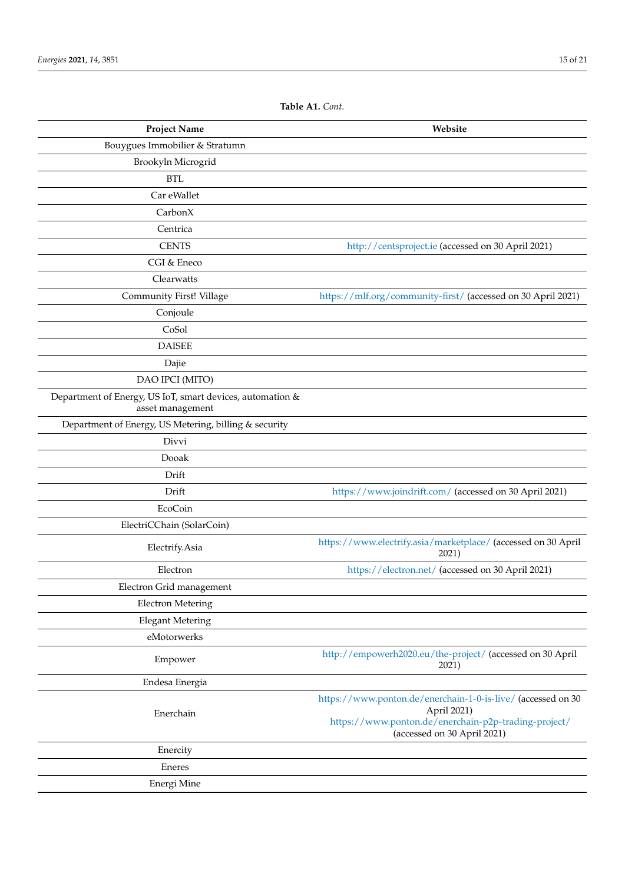**Table A1.** *Cont.*

| Project Name | Website |
| --- | --- |
| Bouygues Immobilier & Stratumn | |
| Brookyln Microgrid | |
| BTL | |
| Car eWallet | |
| CarbonX | |
| Centrica | |
| CENTS | http://centsproject.ie (accessed on 30 April 2021) |
| CGI & Eneco | |
| Clearwatts | |
| Community First! Village | https://mlf.org/community-first/ (accessed on 30 April 2021) |
| Conjoule | |
| CoSol | |
| DAISEE | |
| Dajie | |
| DAO IPCI (MITO) | |
| Department of Energy, US IoT, smart devices, automation & asset management | |
| Department of Energy, US Metering, billing & security | |
| Divvi | |
| Dooak | |
| Drift | |
| Drift | https://www.joindrift.com/ (accessed on 30 April 2021) |
| EcoCoin | |
| ElectriCChain (SolarCoin) | |
| Electrify.Asia | https://www.electrify.asia/marketplace/ (accessed on 30 April 2021) |
| Electron | https://electron.net/ (accessed on 30 April 2021) |
| Electron Grid management | |
| Electron Metering | |
| Elegant Metering | |
| eMotorwerks | |
| Empower | http://empowerh2020.eu/the-project/ (accessed on 30 April 2021) |
| Endesa Energia | |
| Enerchain | https://www.ponton.de/enerchain-1-0-is-live/ (accessed on 30 April 2021) https://www.ponton.de/enerchain-p2p-trading-project/ (accessed on 30 April 2021) |
| Enercity | |
| Eneres | |
| Energi Mine | |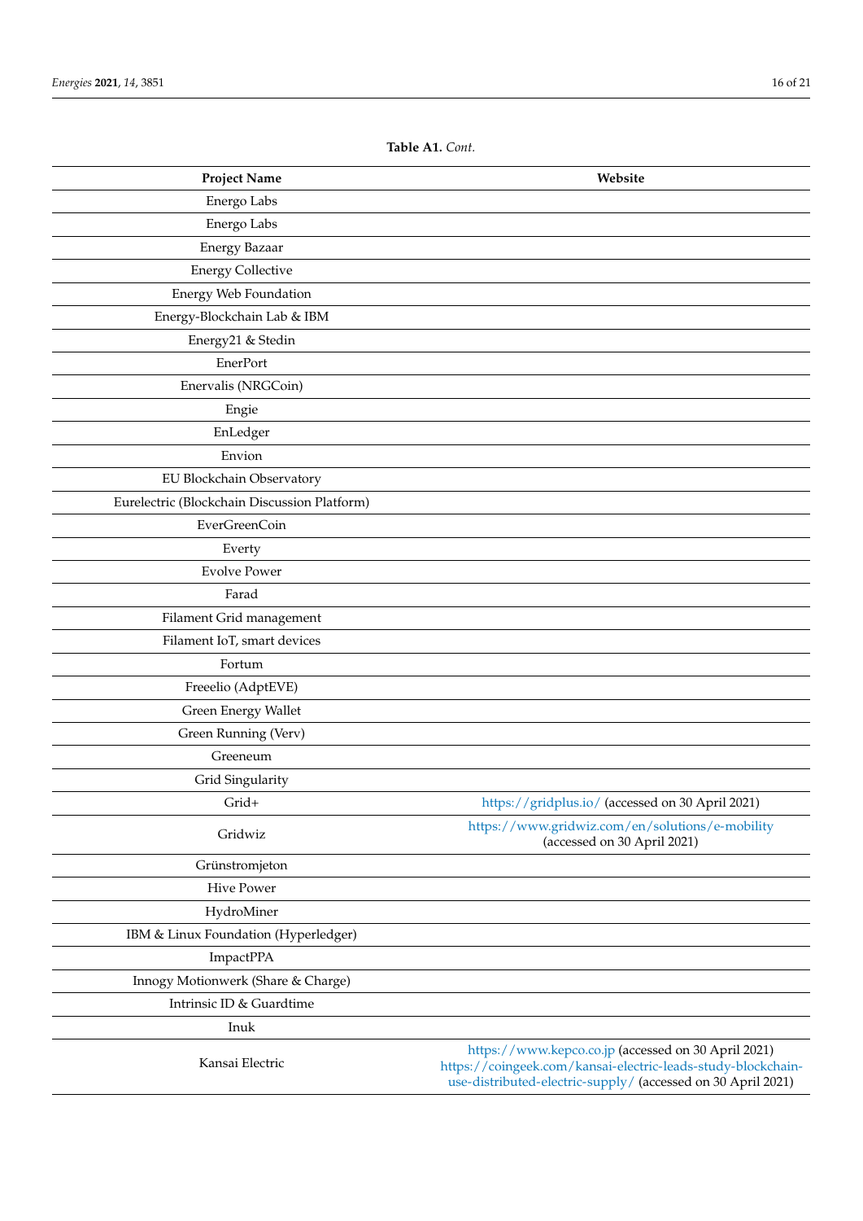**Table A1.** *Cont.*

| Project Name | Website |
|---|---|
| Energo Labs | |
| Energo Labs | |
| Energy Bazaar | |
| Energy Collective | |
| Energy Web Foundation | |
| Energy-Blockchain Lab & IBM | |
| Energy21 & Stedin | |
| EnerPort | |
| Enervalis (NRGCoin) | |
| Engie | |
| EnLedger | |
| Envion | |
| EU Blockchain Observatory | |
| Eurelectric (Blockchain Discussion Platform) | |
| EverGreenCoin | |
| Everty | |
| Evolve Power | |
| Farad | |
| Filament Grid management | |
| Filament IoT, smart devices | |
| Fortum | |
| Freeelio (AdptEVE) | |
| Green Energy Wallet | |
| Green Running (Verv) | |
| Greeneum | |
| Grid Singularity | |
| Grid+ | https://gridplus.io/ (accessed on 30 April 2021) |
| Gridwiz | https://www.gridwiz.com/en/solutions/e-mobility (accessed on 30 April 2021) |
| Grünstromjeton | |
| Hive Power | |
| HydroMiner | |
| IBM & Linux Foundation (Hyperledger) | |
| ImpactPPA | |
| Innogy Motionwerk (Share & Charge) | |
| Intrinsic ID & Guardtime | |
| Inuk | |
| Kansai Electric | https://www.kepco.co.jp (accessed on 30 April 2021) https://coingeek.com/kansai-electric-leads-study-blockchain-use-distributed-electric-supply/ (accessed on 30 April 2021) |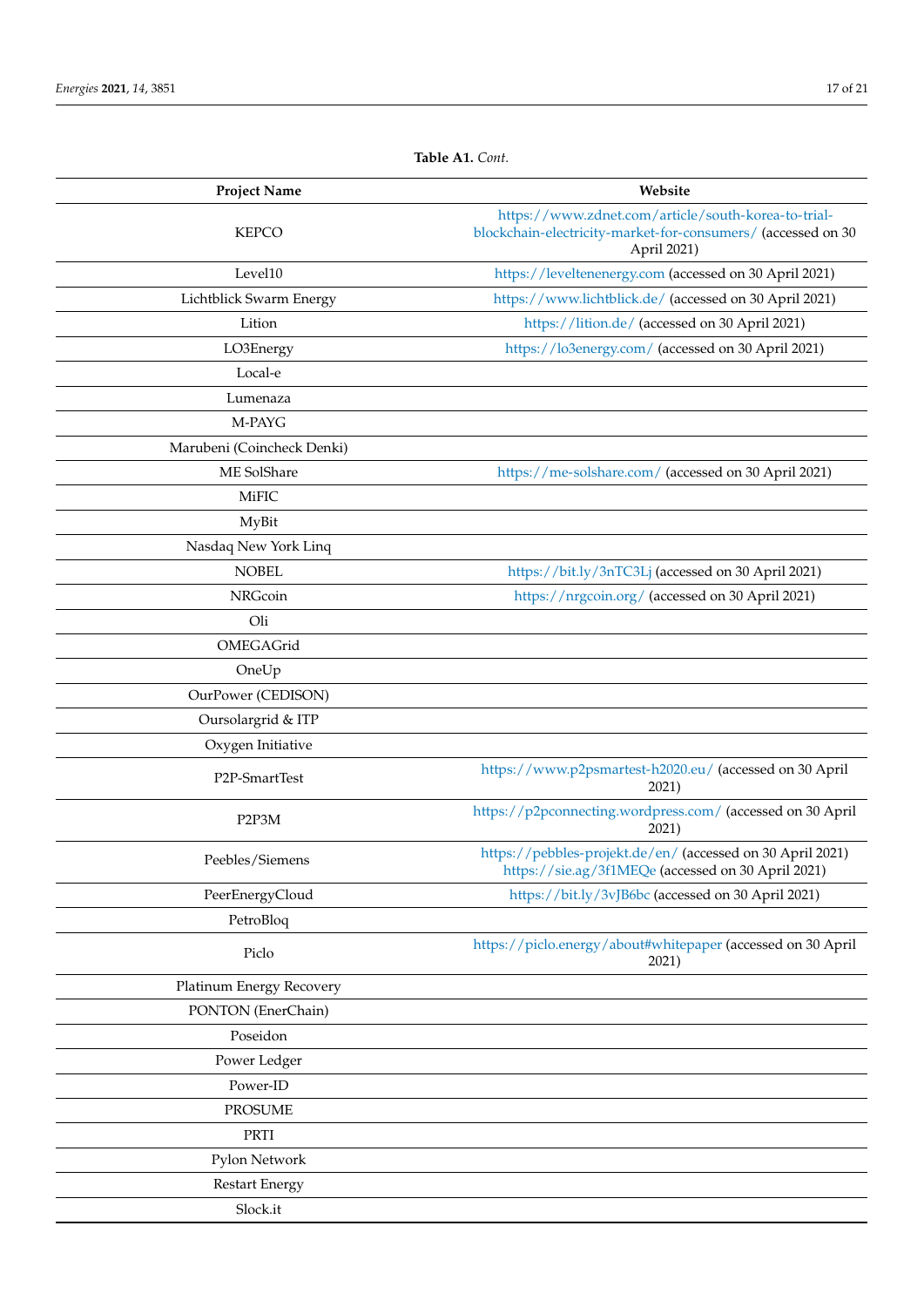**Table A1.** *Cont.*

| Project Name | Website |
|---|---|
| KEPCO | https://www.zdnet.com/article/south-korea-to-trial-blockchain-electricity-market-for-consumers/ (accessed on 30 April 2021) |
| Level10 | https://leveltenenergy.com (accessed on 30 April 2021) |
| Lichtblick Swarm Energy | https://www.lichtblick.de/ (accessed on 30 April 2021) |
| Lition | https://lition.de/ (accessed on 30 April 2021) |
| LO3Energy | https://lo3energy.com/ (accessed on 30 April 2021) |
| Local-e | |
| Lumenaza | |
| M-PAYG | |
| Marubeni (Coincheck Denki) | |
| ME SolShare | https://me-solshare.com/ (accessed on 30 April 2021) |
| MiFIC | |
| MyBit | |
| Nasdaq New York Linq | |
| NOBEL | https://bit.ly/3nTC3Lj (accessed on 30 April 2021) |
| NRGcoin | https://nrgcoin.org/ (accessed on 30 April 2021) |
| Oli | |
| OMEGAGrid | |
| OneUp | |
| OurPower (CEDISON) | |
| Oursolargrid & ITP | |
| Oxygen Initiative | |
| P2P-SmartTest | https://www.p2psmartest-h2020.eu/ (accessed on 30 April 2021) |
| P2P3M | https://p2pconnecting.wordpress.com/ (accessed on 30 April 2021) |
| Peebles/Siemens | https://pebbles-projekt.de/en/ (accessed on 30 April 2021) https://sie.ag/3f1MEQe (accessed on 30 April 2021) |
| PeerEnergyCloud | https://bit.ly/3vJB6bc (accessed on 30 April 2021) |
| PetroBloq | |
| Piclo | https://piclo.energy/about#whitepaper (accessed on 30 April 2021) |
| Platinum Energy Recovery | |
| PONTON (EnerChain) | |
| Poseidon | |
| Power Ledger | |
| Power-ID | |
| PROSUME | |
| PRTI | |
| Pylon Network | |
| Restart Energy | |
| Slock.it | |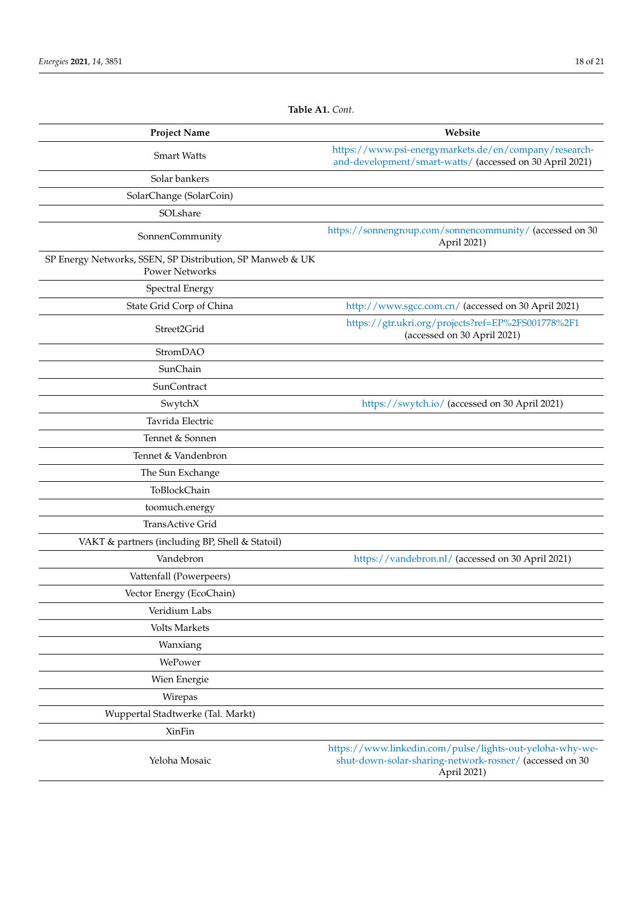**Table A1.** *Cont.*

| Project Name | Website |
| --- | --- |
| Smart Watts | https://www.psi-energymarkets.de/en/company/research-and-development/smart-watts/ (accessed on 30 April 2021) |
| Solar bankers | |
| SolarChange (SolarCoin) | |
| SOLshare | |
| SonnenCommunity | https://sonnengroup.com/sonnencommunity/ (accessed on 30 April 2021) |
| SP Energy Networks, SSEN, SP Distribution, SP Manweb & UK Power Networks | |
| Spectral Energy | |
| State Grid Corp of China | http://www.sgcc.com.cn/ (accessed on 30 April 2021) |
| Street2Grid | https://gtr.ukri.org/projects?ref=EP%2FS001778%2F1 (accessed on 30 April 2021) |
| StromDAO | |
| SunChain | |
| SunContract | |
| SwytchX | https://swytch.io/ (accessed on 30 April 2021) |
| Tavrida Electric | |
| Tennet & Sonnen | |
| Tennet & Vandenbron | |
| The Sun Exchange | |
| ToBlockChain | |
| toomuch.energy | |
| TransActive Grid | |
| VAKT & partners (including BP, Shell & Statoil) | |
| Vandebron | https://vandebron.nl/ (accessed on 30 April 2021) |
| Vattenfall (Powerpeers) | |
| Vector Energy (EcoChain) | |
| Veridium Labs | |
| Volts Markets | |
| Wanxiang | |
| WePower | |
| Wien Energie | |
| Wirepas | |
| Wuppertal Stadtwerke (Tal. Markt) | |
| XinFin | |
| Yeloha Mosaic | https://www.linkedin.com/pulse/lights-out-yeloha-why-we-shut-down-solar-sharing-network-rosner/ (accessed on 30 April 2021) |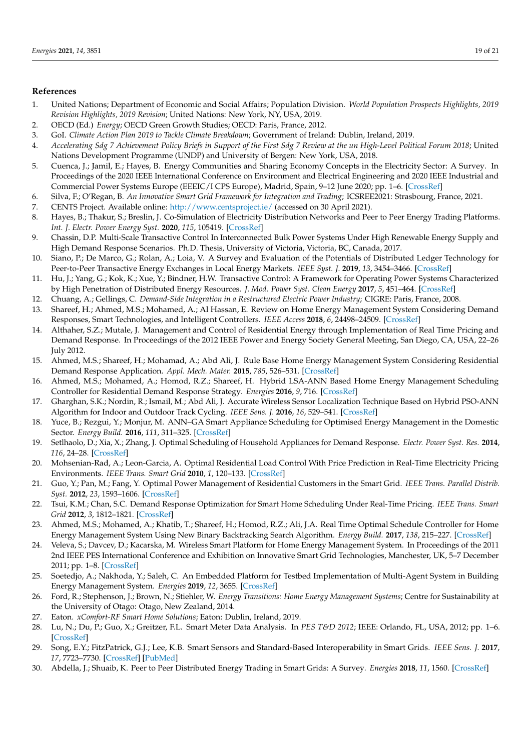## References

1. United Nations; Department of Economic and Social Affairs; Population Division. *World Population Prospects Highlights, 2019 Revision Highlights, 2019 Revision*; United Nations: New York, NY, USA, 2019.
2. OECD (Ed.) *Energy*; OECD Green Growth Studies; OECD: Paris, France, 2012.
3. GoI. *Climate Action Plan 2019 to Tackle Climate Breakdown*; Government of Ireland: Dublin, Ireland, 2019.
4. *Accelerating Sdg 7 Achievement Policy Briefs in Support of the First Sdg 7 Review at the un High-Level Political Forum 2018*; United Nations Development Programme (UNDP) and University of Bergen: New York, USA, 2018.
5. Cuenca, J.; Jamil, E.; Hayes, B. Energy Communities and Sharing Economy Concepts in the Electricity Sector: A Survey. In Proceedings of the 2020 IEEE International Conference on Environment and Electrical Engineering and 2020 IEEE Industrial and Commercial Power Systems Europe (EEEIC/I CPS Europe), Madrid, Spain, 9–12 June 2020; pp. 1–6. [CrossRef]
6. Silva, F.; O'Regan, B. *An Innovative Smart Grid Framework for Integration and Trading*; ICSREE2021: Strasbourg, France, 2021.
7. CENTS Project. Available online: http://www.centsproject.ie/ (accessed on 30 April 2021).
8. Hayes, B.; Thakur, S.; Breslin, J. Co-Simulation of Electricity Distribution Networks and Peer to Peer Energy Trading Platforms. *Int. J. Electr. Power Energy Syst.* **2020**, *115*, 105419. [CrossRef]
9. Chassin, D.P. Multi-Scale Transactive Control In Interconnected Bulk Power Systems Under High Renewable Energy Supply and High Demand Response Scenarios. Ph.D. Thesis, University of Victoria, Victoria, BC, Canada, 2017.
10. Siano, P.; De Marco, G.; Rolan, A.; Loia, V. A Survey and Evaluation of the Potentials of Distributed Ledger Technology for Peer-to-Peer Transactive Energy Exchanges in Local Energy Markets. *IEEE Syst. J.* **2019**, *13*, 3454–3466. [CrossRef]
11. Hu, J.; Yang, G.; Kok, K.; Xue, Y.; Bindner, H.W. Transactive Control: A Framework for Operating Power Systems Characterized by High Penetration of Distributed Energy Resources. *J. Mod. Power Syst. Clean Energy* **2017**, *5*, 451–464. [CrossRef]
12. Chuang, A.; Gellings, C. *Demand-Side Integration in a Restructured Electric Power Industry*; CIGRE: Paris, France, 2008.
13. Shareef, H.; Ahmed, M.S.; Mohamed, A.; Al Hassan, E. Review on Home Energy Management System Considering Demand Responses, Smart Technologies, and Intelligent Controllers. *IEEE Access* **2018**, *6*, 24498–24509. [CrossRef]
14. Althaher, S.Z.; Mutale, J. Management and Control of Residential Energy through Implementation of Real Time Pricing and Demand Response. In Proceedings of the 2012 IEEE Power and Energy Society General Meeting, San Diego, CA, USA, 22–26 July 2012.
15. Ahmed, M.S.; Shareef, H.; Mohamad, A.; Abd Ali, J. Rule Base Home Energy Management System Considering Residential Demand Response Application. *Appl. Mech. Mater.* **2015**, *785*, 526–531. [CrossRef]
16. Ahmed, M.S.; Mohamed, A.; Homod, R.Z.; Shareef, H. Hybrid LSA-ANN Based Home Energy Management Scheduling Controller for Residential Demand Response Strategy. *Energies* **2016**, *9*, 716. [CrossRef]
17. Gharghan, S.K.; Nordin, R.; Ismail, M.; Abd Ali, J. Accurate Wireless Sensor Localization Technique Based on Hybrid PSO-ANN Algorithm for Indoor and Outdoor Track Cycling. *IEEE Sens. J.* **2016**, *16*, 529–541. [CrossRef]
18. Yuce, B.; Rezgui, Y.; Monjur, M. ANN–GA Smart Appliance Scheduling for Optimised Energy Management in the Domestic Sector. *Energy Build.* **2016**, *111*, 311–325. [CrossRef]
19. Setlhaolo, D.; Xia, X.; Zhang, J. Optimal Scheduling of Household Appliances for Demand Response. *Electr. Power Syst. Res.* **2014**, *116*, 24–28. [CrossRef]
20. Mohsenian-Rad, A.; Leon-Garcia, A. Optimal Residential Load Control With Price Prediction in Real-Time Electricity Pricing Environments. *IEEE Trans. Smart Grid* **2010**, *1*, 120–133. [CrossRef]
21. Guo, Y.; Pan, M.; Fang, Y. Optimal Power Management of Residential Customers in the Smart Grid. *IEEE Trans. Parallel Distrib. Syst.* **2012**, *23*, 1593–1606. [CrossRef]
22. Tsui, K.M.; Chan, S.C. Demand Response Optimization for Smart Home Scheduling Under Real-Time Pricing. *IEEE Trans. Smart Grid* **2012**, *3*, 1812–1821. [CrossRef]
23. Ahmed, M.S.; Mohamed, A.; Khatib, T.; Shareef, H.; Homod, R.Z.; Ali, J.A. Real Time Optimal Schedule Controller for Home Energy Management System Using New Binary Backtracking Search Algorithm. *Energy Build.* **2017**, *138*, 215–227. [CrossRef]
24. Veleva, S.; Davcev, D.; Kacarska, M. Wireless Smart Platform for Home Energy Management System. In Proceedings of the 2011 2nd IEEE PES International Conference and Exhibition on Innovative Smart Grid Technologies, Manchester, UK, 5–7 December 2011; pp. 1–8. [CrossRef]
25. Soetedjo, A.; Nakhoda, Y.; Saleh, C. An Embedded Platform for Testbed Implementation of Multi-Agent System in Building Energy Management System. *Energies* **2019**, *12*, 3655. [CrossRef]
26. Ford, R.; Stephenson, J.; Brown, N.; Stiehler, W. *Energy Transitions: Home Energy Management Systems*; Centre for Sustainability at the University of Otago: Otago, New Zealand, 2014.
27. Eaton. *xComfort-RF Smart Home Solutions*; Eaton: Dublin, Ireland, 2019.
28. Lu, N.; Du, P.; Guo, X.; Greitzer, F.L. Smart Meter Data Analysis. In *PES T&D 2012*; IEEE: Orlando, FL, USA, 2012; pp. 1–6. [CrossRef]
29. Song, E.Y.; FitzPatrick, G.J.; Lee, K.B. Smart Sensors and Standard-Based Interoperability in Smart Grids. *IEEE Sens. J.* **2017**, *17*, 7723–7730. [CrossRef] [PubMed]
30. Abdella, J.; Shuaib, K. Peer to Peer Distributed Energy Trading in Smart Grids: A Survey. *Energies* **2018**, *11*, 1560. [CrossRef]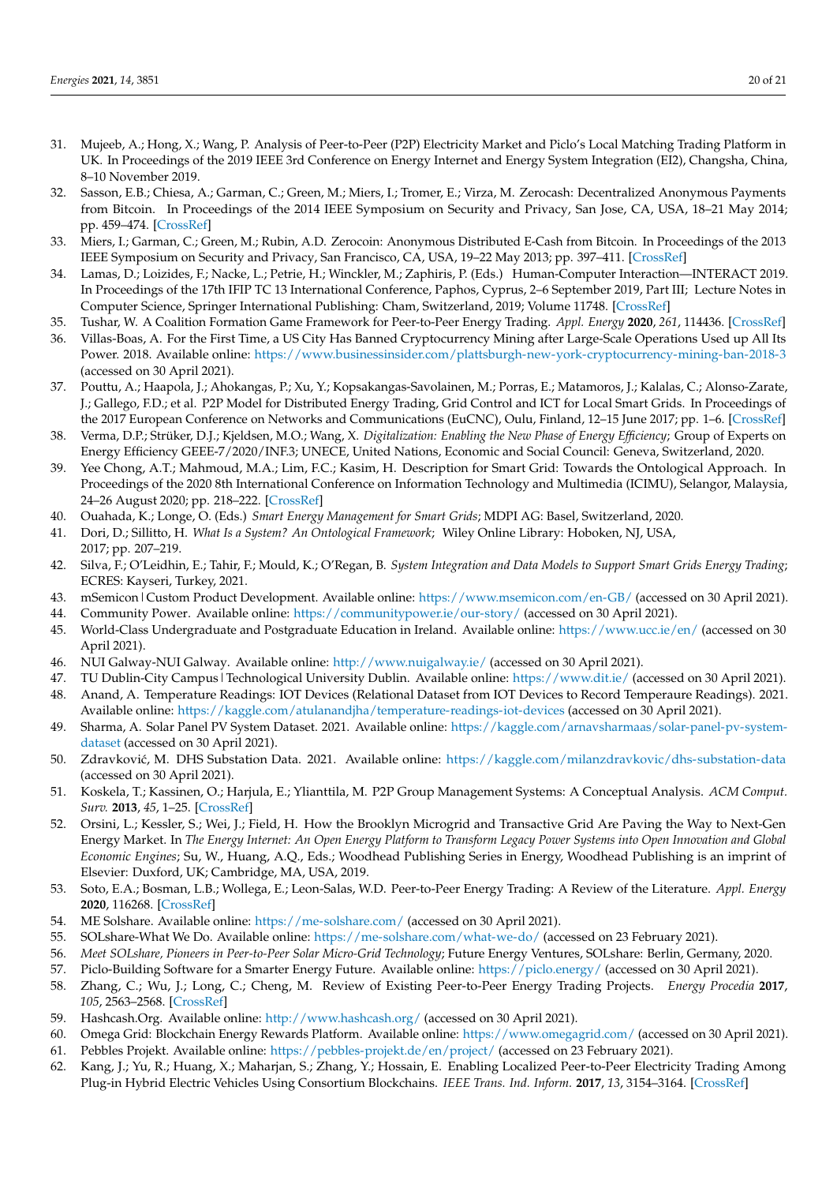31. Mujeeb, A.; Hong, X.; Wang, P. Analysis of Peer-to-Peer (P2P) Electricity Market and Piclo's Local Matching Trading Platform in UK. In Proceedings of the 2019 IEEE 3rd Conference on Energy Internet and Energy System Integration (EI2), Changsha, China, 8–10 November 2019.
32. Sasson, E.B.; Chiesa, A.; Garman, C.; Green, M.; Miers, I.; Tromer, E.; Virza, M. Zerocash: Decentralized Anonymous Payments from Bitcoin. In Proceedings of the 2014 IEEE Symposium on Security and Privacy, San Jose, CA, USA, 18–21 May 2014; pp. 459–474. [CrossRef]
33. Miers, I.; Garman, C.; Green, M.; Rubin, A.D. Zerocoin: Anonymous Distributed E-Cash from Bitcoin. In Proceedings of the 2013 IEEE Symposium on Security and Privacy, San Francisco, CA, USA, 19–22 May 2013; pp. 397–411. [CrossRef]
34. Lamas, D.; Loizides, F.; Nacke, L.; Petrie, H.; Winckler, M.; Zaphiris, P. (Eds.) Human-Computer Interaction—INTERACT 2019. In Proceedings of the 17th IFIP TC 13 International Conference, Paphos, Cyprus, 2–6 September 2019, Part III; Lecture Notes in Computer Science, Springer International Publishing: Cham, Switzerland, 2019; Volume 11748. [CrossRef]
35. Tushar, W. A Coalition Formation Game Framework for Peer-to-Peer Energy Trading. *Appl. Energy* **2020**, *261*, 114436. [CrossRef]
36. Villas-Boas, A. For the First Time, a US City Has Banned Cryptocurrency Mining after Large-Scale Operations Used up All Its Power. 2018. Available online: https://www.businessinsider.com/plattsburgh-new-york-cryptocurrency-mining-ban-2018-3 (accessed on 30 April 2021).
37. Pouttu, A.; Haapola, J.; Ahokangas, P.; Xu, Y.; Kopsakangas-Savolainen, M.; Porras, E.; Matamoros, J.; Kalalas, C.; Alonso-Zarate, J.; Gallego, F.D.; et al. P2P Model for Distributed Energy Trading, Grid Control and ICT for Local Smart Grids. In Proceedings of the 2017 European Conference on Networks and Communications (EuCNC), Oulu, Finland, 12–15 June 2017; pp. 1–6. [CrossRef]
38. Verma, D.P.; Strüker, D.J.; Kjeldsen, M.O.; Wang, X. *Digitalization: Enabling the New Phase of Energy Efficiency*; Group of Experts on Energy Efficiency GEEE-7/2020/INF.3; UNECE, United Nations, Economic and Social Council: Geneva, Switzerland, 2020.
39. Yee Chong, A.T.; Mahmoud, M.A.; Lim, F.C.; Kasim, H. Description for Smart Grid: Towards the Ontological Approach. In Proceedings of the 2020 8th International Conference on Information Technology and Multimedia (ICIMU), Selangor, Malaysia, 24–26 August 2020; pp. 218–222. [CrossRef]
40. Ouahada, K.; Longe, O. (Eds.) *Smart Energy Management for Smart Grids*; MDPI AG: Basel, Switzerland, 2020.
41. Dori, D.; Sillitto, H. *What Is a System? An Ontological Framework*; Wiley Online Library: Hoboken, NJ, USA, 2017; pp. 207–219.
42. Silva, F.; O'Leidhin, E.; Tahir, F.; Mould, K.; O'Regan, B. *System Integration and Data Models to Support Smart Grids Energy Trading*; ECRES: Kayseri, Turkey, 2021.
43. mSemicon | Custom Product Development. Available online: https://www.msemicon.com/en-GB/ (accessed on 30 April 2021).
44. Community Power. Available online: https://communitypower.ie/our-story/ (accessed on 30 April 2021).
45. World-Class Undergraduate and Postgraduate Education in Ireland. Available online: https://www.ucc.ie/en/ (accessed on 30 April 2021).
46. NUI Galway-NUI Galway. Available online: http://www.nuigalway.ie/ (accessed on 30 April 2021).
47. TU Dublin-City Campus | Technological University Dublin. Available online: https://www.dit.ie/ (accessed on 30 April 2021).
48. Anand, A. Temperature Readings: IOT Devices (Relational Dataset from IOT Devices to Record Temperaure Readings). 2021. Available online: https://kaggle.com/atulanandjha/temperature-readings-iot-devices (accessed on 30 April 2021).
49. Sharma, A. Solar Panel PV System Dataset. 2021. Available online: https://kaggle.com/arnavsharmaas/solar-panel-pv-system-dataset (accessed on 30 April 2021).
50. Zdravković, M. DHS Substation Data. 2021. Available online: https://kaggle.com/milanzdravkovic/dhs-substation-data (accessed on 30 April 2021).
51. Koskela, T.; Kassinen, O.; Harjula, E.; Ylianttila, M. P2P Group Management Systems: A Conceptual Analysis. *ACM Comput. Surv.* **2013**, *45*, 1–25. [CrossRef]
52. Orsini, L.; Kessler, S.; Wei, J.; Field, H. How the Brooklyn Microgrid and Transactive Grid Are Paving the Way to Next-Gen Energy Market. In *The Energy Internet: An Open Energy Platform to Transform Legacy Power Systems into Open Innovation and Global Economic Engines*; Su, W., Huang, A.Q., Eds.; Woodhead Publishing Series in Energy, Woodhead Publishing is an imprint of Elsevier: Duxford, UK; Cambridge, MA, USA, 2019.
53. Soto, E.A.; Bosman, L.B.; Wollega, E.; Leon-Salas, W.D. Peer-to-Peer Energy Trading: A Review of the Literature. *Appl. Energy* **2020**, 116268. [CrossRef]
54. ME Solshare. Available online: https://me-solshare.com/ (accessed on 30 April 2021).
55. SOLshare-What We Do. Available online: https://me-solshare.com/what-we-do/ (accessed on 23 February 2021).
56. *Meet SOLshare, Pioneers in Peer-to-Peer Solar Micro-Grid Technology*; Future Energy Ventures, SOLshare: Berlin, Germany, 2020.
57. Piclo-Building Software for a Smarter Energy Future. Available online: https://piclo.energy/ (accessed on 30 April 2021).
58. Zhang, C.; Wu, J.; Long, C.; Cheng, M. Review of Existing Peer-to-Peer Energy Trading Projects. *Energy Procedia* **2017**, *105*, 2563–2568. [CrossRef]
59. Hashcash.Org. Available online: http://www.hashcash.org/ (accessed on 30 April 2021).
60. Omega Grid: Blockchain Energy Rewards Platform. Available online: https://www.omegagrid.com/ (accessed on 30 April 2021).
61. Pebbles Projekt. Available online: https://pebbles-projekt.de/en/project/ (accessed on 23 February 2021).
62. Kang, J.; Yu, R.; Huang, X.; Maharjan, S.; Zhang, Y.; Hossain, E. Enabling Localized Peer-to-Peer Electricity Trading Among Plug-in Hybrid Electric Vehicles Using Consortium Blockchains. *IEEE Trans. Ind. Inform.* **2017**, *13*, 3154–3164. [CrossRef]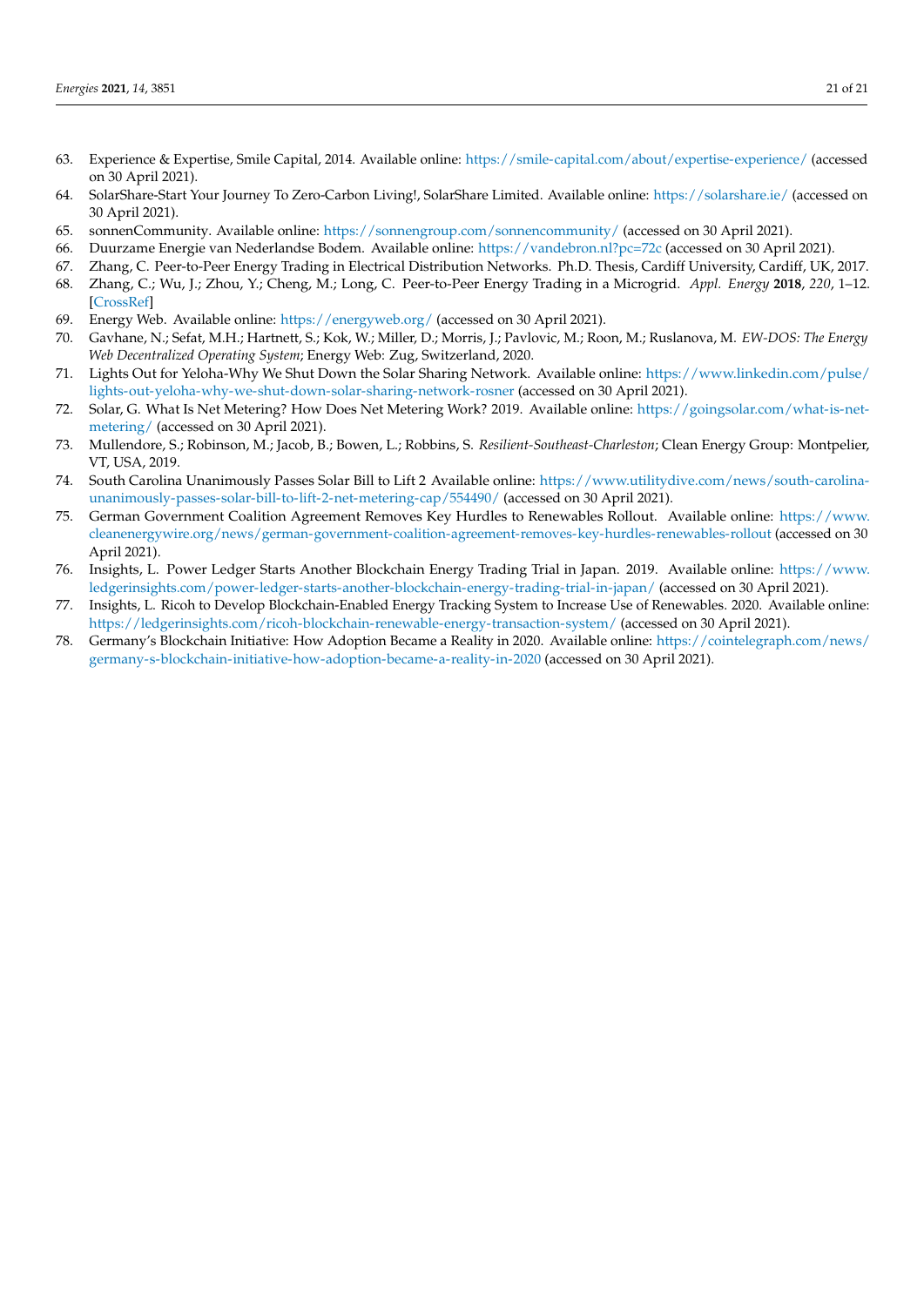63. Experience & Expertise, Smile Capital, 2014. Available online: https://smile-capital.com/about/expertise-experience/ (accessed on 30 April 2021).
64. SolarShare-Start Your Journey To Zero-Carbon Living!, SolarShare Limited. Available online: https://solarshare.ie/ (accessed on 30 April 2021).
65. sonnenCommunity. Available online: https://sonnengroup.com/sonnencommunity/ (accessed on 30 April 2021).
66. Duurzame Energie van Nederlandse Bodem. Available online: https://vandebron.nl?pc=72c (accessed on 30 April 2021).
67. Zhang, C. Peer-to-Peer Energy Trading in Electrical Distribution Networks. Ph.D. Thesis, Cardiff University, Cardiff, UK, 2017.
68. Zhang, C.; Wu, J.; Zhou, Y.; Cheng, M.; Long, C. Peer-to-Peer Energy Trading in a Microgrid. *Appl. Energy* **2018**, *220*, 1–12. [CrossRef]
69. Energy Web. Available online: https://energyweb.org/ (accessed on 30 April 2021).
70. Gavhane, N.; Sefat, M.H.; Hartnett, S.; Kok, W.; Miller, D.; Morris, J.; Pavlovic, M.; Roon, M.; Ruslanova, M. *EW-DOS: The Energy Web Decentralized Operating System*; Energy Web: Zug, Switzerland, 2020.
71. Lights Out for Yeloha-Why We Shut Down the Solar Sharing Network. Available online: https://www.linkedin.com/pulse/lights-out-yeloha-why-we-shut-down-solar-sharing-network-rosner (accessed on 30 April 2021).
72. Solar, G. What Is Net Metering? How Does Net Metering Work? 2019. Available online: https://goingsolar.com/what-is-net-metering/ (accessed on 30 April 2021).
73. Mullendore, S.; Robinson, M.; Jacob, B.; Bowen, L.; Robbins, S. *Resilient-Southeast-Charleston*; Clean Energy Group: Montpelier, VT, USA, 2019.
74. South Carolina Unanimously Passes Solar Bill to Lift 2 Available online: https://www.utilitydive.com/news/south-carolina-unanimously-passes-solar-bill-to-lift-2-net-metering-cap/554490/ (accessed on 30 April 2021).
75. German Government Coalition Agreement Removes Key Hurdles to Renewables Rollout. Available online: https://www.cleanenergywire.org/news/german-government-coalition-agreement-removes-key-hurdles-renewables-rollout (accessed on 30 April 2021).
76. Insights, L. Power Ledger Starts Another Blockchain Energy Trading Trial in Japan. 2019. Available online: https://www.ledgerinsights.com/power-ledger-starts-another-blockchain-energy-trading-trial-in-japan/ (accessed on 30 April 2021).
77. Insights, L. Ricoh to Develop Blockchain-Enabled Energy Tracking System to Increase Use of Renewables. 2020. Available online: https://ledgerinsights.com/ricoh-blockchain-renewable-energy-transaction-system/ (accessed on 30 April 2021).
78. Germany's Blockchain Initiative: How Adoption Became a Reality in 2020. Available online: https://cointelegraph.com/news/germany-s-blockchain-initiative-how-adoption-became-a-reality-in-2020 (accessed on 30 April 2021).